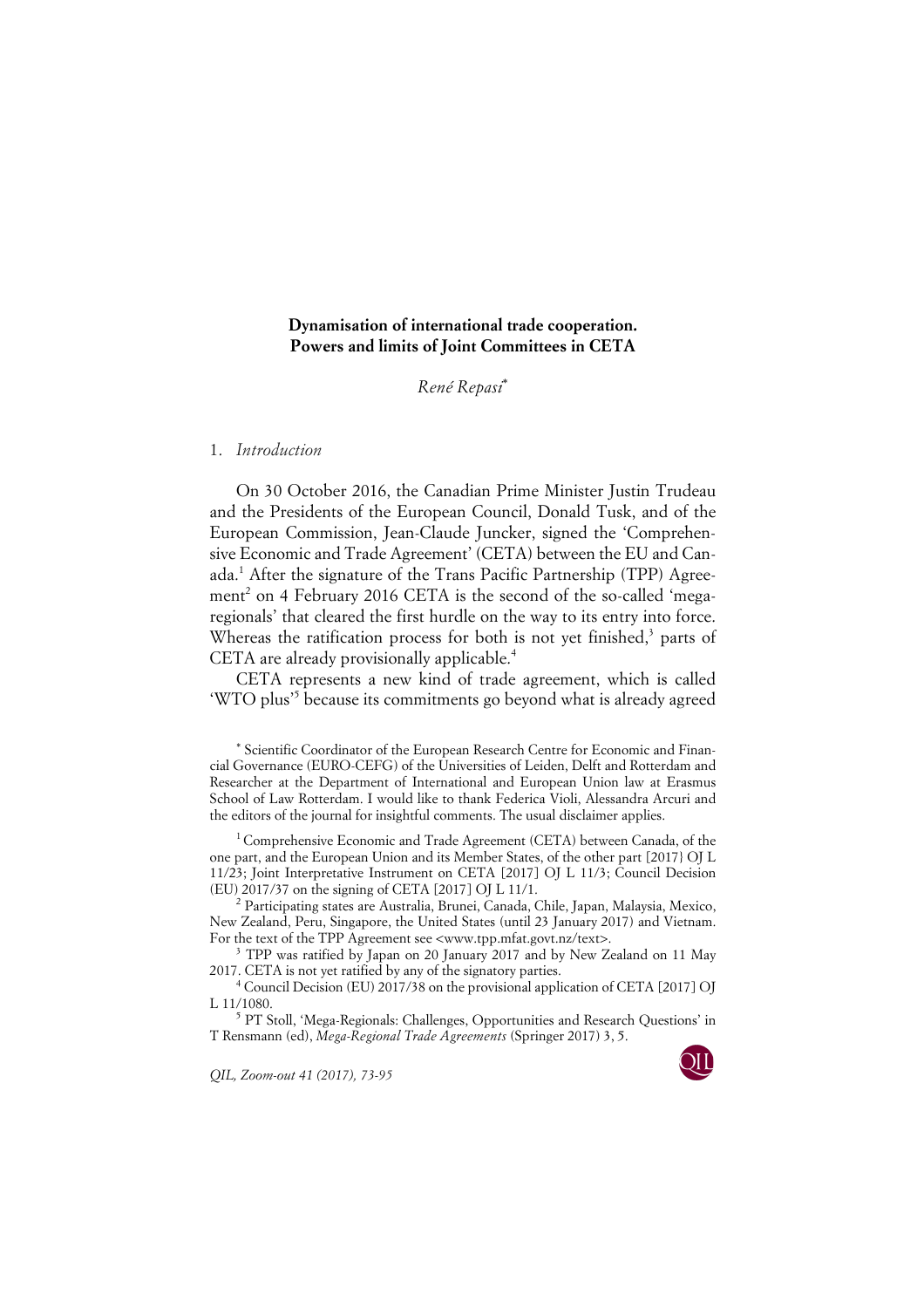# Dynamisation of international trade cooperation. Powers and limits of Joint Committees in CETA

*René Repasi*[*]

## 1. *Introduction*

On 30 October 2016, the Canadian Prime Minister Justin Trudeau and the Presidents of the European Council, Donald Tusk, and of the European Commission, Jean-Claude Juncker, signed the 'Comprehensive Economic and Trade Agreement' (CETA) between the EU and Canada.[1] After the signature of the Trans Pacific Partnership (TPP) Agreement[2] on 4 February 2016 CETA is the second of the so-called 'mega-regionals' that cleared the first hurdle on the way to its entry into force. Whereas the ratification process for both is not yet finished,[3] parts of CETA are already provisionally applicable.[4]

CETA represents a new kind of trade agreement, which is called 'WTO plus'[5] because its commitments go beyond what is already agreed

---

[*] Scientific Coordinator of the European Research Centre for Economic and Financial Governance (EURO-CEFG) of the Universities of Leiden, Delft and Rotterdam and Researcher at the Department of International and European Union law at Erasmus School of Law Rotterdam. I would like to thank Federica Violi, Alessandra Arcuri and the editors of the journal for insightful comments. The usual disclaimer applies.

[1] Comprehensive Economic and Trade Agreement (CETA) between Canada, of the one part, and the European Union and its Member States, of the other part [2017} OJ L 11/23; Joint Interpretative Instrument on CETA [2017] OJ L 11/3; Council Decision (EU) 2017/37 on the signing of CETA [2017] OJ L 11/1.

[2] Participating states are Australia, Brunei, Canada, Chile, Japan, Malaysia, Mexico, New Zealand, Peru, Singapore, the United States (until 23 January 2017) and Vietnam. For the text of the TPP Agreement see <www.tpp.mfat.govt.nz/text>.

[3] TPP was ratified by Japan on 20 January 2017 and by New Zealand on 11 May 2017. CETA is not yet ratified by any of the signatory parties.

[4] Council Decision (EU) 2017/38 on the provisional application of CETA [2017] OJ L 11/1080.

[5] PT Stoll, 'Mega-Regionals: Challenges, Opportunities and Research Questions' in T Rensmann (ed), *Mega-Regional Trade Agreements* (Springer 2017) 3, 5.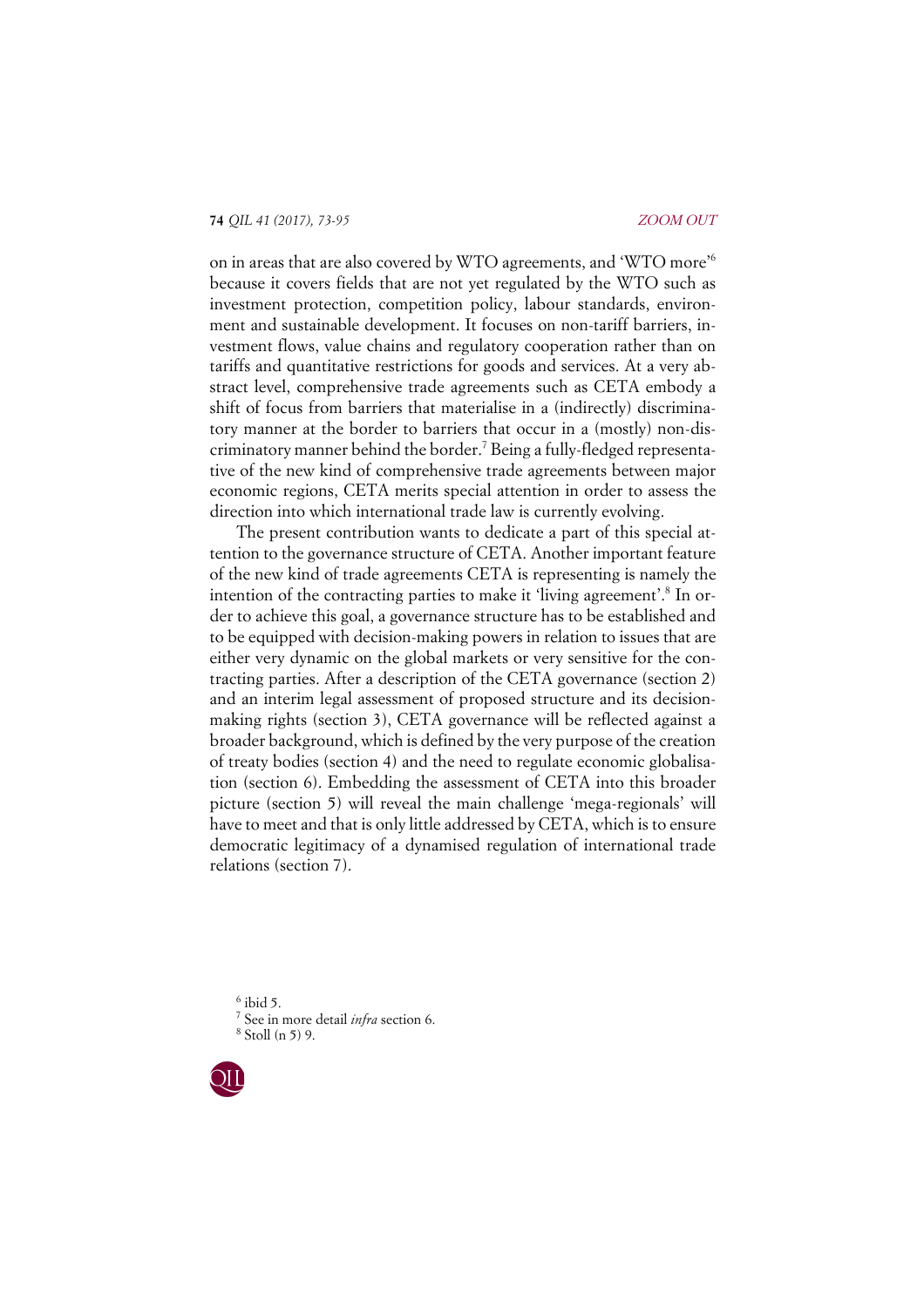on in areas that are also covered by WTO agreements, and 'WTO more'[6] because it covers fields that are not yet regulated by the WTO such as investment protection, competition policy, labour standards, environment and sustainable development. It focuses on non-tariff barriers, investment flows, value chains and regulatory cooperation rather than on tariffs and quantitative restrictions for goods and services. At a very abstract level, comprehensive trade agreements such as CETA embody a shift of focus from barriers that materialise in a (indirectly) discriminatory manner at the border to barriers that occur in a (mostly) non-discriminatory manner behind the border.[7] Being a fully-fledged representative of the new kind of comprehensive trade agreements between major economic regions, CETA merits special attention in order to assess the direction into which international trade law is currently evolving.

The present contribution wants to dedicate a part of this special attention to the governance structure of CETA. Another important feature of the new kind of trade agreements CETA is representing is namely the intention of the contracting parties to make it 'living agreement'.[8] In order to achieve this goal, a governance structure has to be established and to be equipped with decision-making powers in relation to issues that are either very dynamic on the global markets or very sensitive for the contracting parties. After a description of the CETA governance (section 2) and an interim legal assessment of proposed structure and its decision-making rights (section 3), CETA governance will be reflected against a broader background, which is defined by the very purpose of the creation of treaty bodies (section 4) and the need to regulate economic globalisation (section 6). Embedding the assessment of CETA into this broader picture (section 5) will reveal the main challenge 'mega-regionals' will have to meet and that is only little addressed by CETA, which is to ensure democratic legitimacy of a dynamised regulation of international trade relations (section 7).

[6] ibid 5.

[7] See in more detail *infra* section 6.

[8] Stoll (n 5) 9.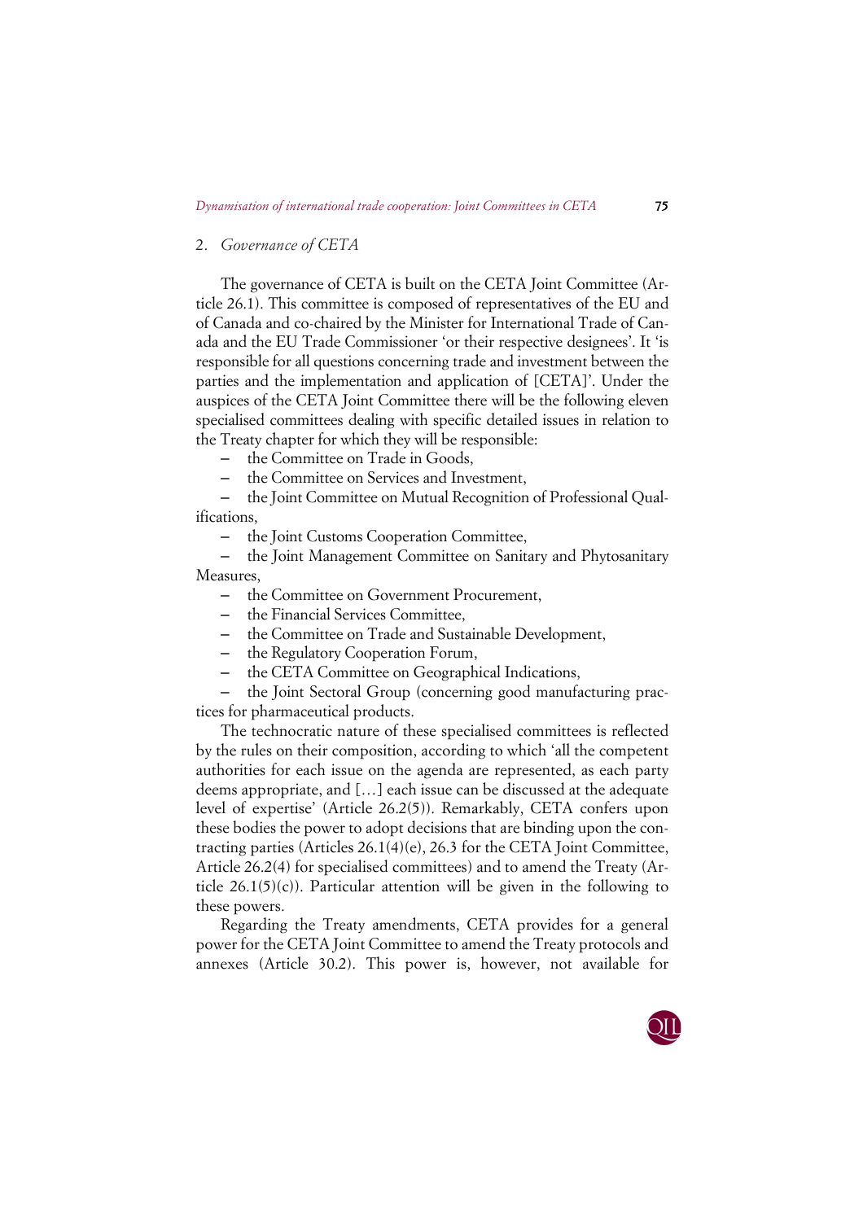## 2. *Governance of CETA*

The governance of CETA is built on the CETA Joint Committee (Article 26.1). This committee is composed of representatives of the EU and of Canada and co-chaired by the Minister for International Trade of Canada and the EU Trade Commissioner 'or their respective designees'. It 'is responsible for all questions concerning trade and investment between the parties and the implementation and application of [CETA]'. Under the auspices of the CETA Joint Committee there will be the following eleven specialised committees dealing with specific detailed issues in relation to the Treaty chapter for which they will be responsible:

- the Committee on Trade in Goods,
- the Committee on Services and Investment,
- the Joint Committee on Mutual Recognition of Professional Qualifications,
- the Joint Customs Cooperation Committee,
- the Joint Management Committee on Sanitary and Phytosanitary Measures,
- the Committee on Government Procurement,
- the Financial Services Committee,
- the Committee on Trade and Sustainable Development,
- the Regulatory Cooperation Forum,
- the CETA Committee on Geographical Indications,
- the Joint Sectoral Group (concerning good manufacturing practices for pharmaceutical products.

The technocratic nature of these specialised committees is reflected by the rules on their composition, according to which 'all the competent authorities for each issue on the agenda are represented, as each party deems appropriate, and […] each issue can be discussed at the adequate level of expertise' (Article 26.2(5)). Remarkably, CETA confers upon these bodies the power to adopt decisions that are binding upon the contracting parties (Articles 26.1(4)(e), 26.3 for the CETA Joint Committee, Article 26.2(4) for specialised committees) and to amend the Treaty (Article 26.1(5)(c)). Particular attention will be given in the following to these powers.

Regarding the Treaty amendments, CETA provides for a general power for the CETA Joint Committee to amend the Treaty protocols and annexes (Article 30.2). This power is, however, not available for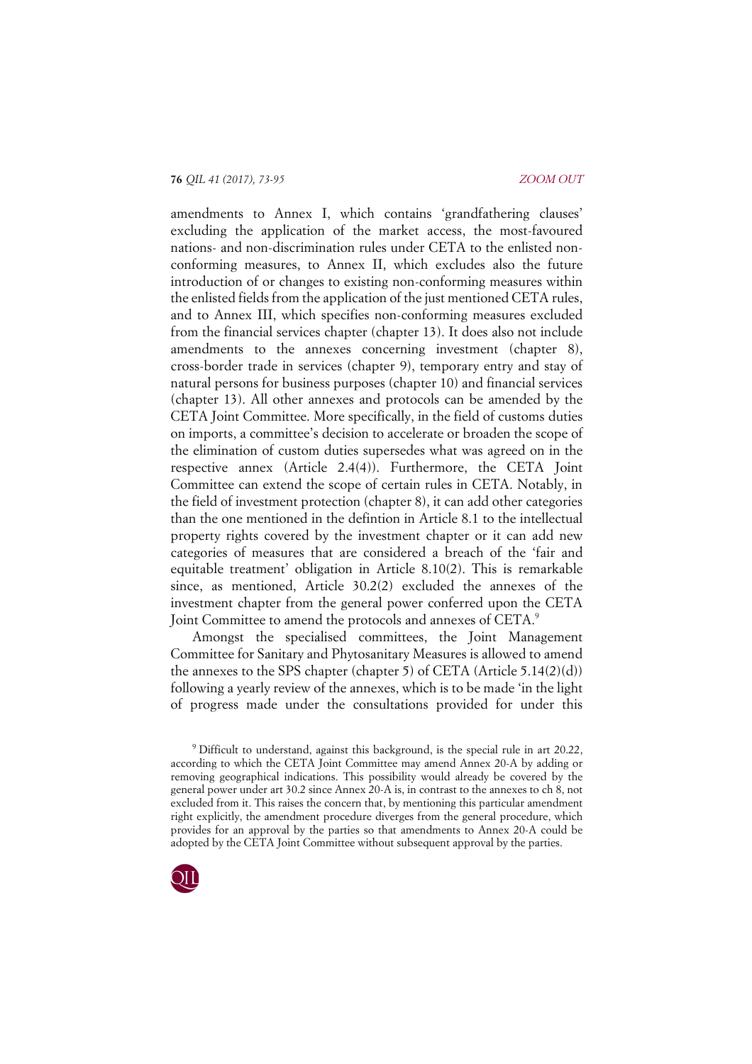amendments to Annex I, which contains 'grandfathering clauses' excluding the application of the market access, the most-favoured nations- and non-discrimination rules under CETA to the enlisted non-conforming measures, to Annex II, which excludes also the future introduction of or changes to existing non-conforming measures within the enlisted fields from the application of the just mentioned CETA rules, and to Annex III, which specifies non-conforming measures excluded from the financial services chapter (chapter 13). It does also not include amendments to the annexes concerning investment (chapter 8), cross-border trade in services (chapter 9), temporary entry and stay of natural persons for business purposes (chapter 10) and financial services (chapter 13). All other annexes and protocols can be amended by the CETA Joint Committee. More specifically, in the field of customs duties on imports, a committee's decision to accelerate or broaden the scope of the elimination of custom duties supersedes what was agreed on in the respective annex (Article 2.4(4)). Furthermore, the CETA Joint Committee can extend the scope of certain rules in CETA. Notably, in the field of investment protection (chapter 8), it can add other categories than the one mentioned in the defintion in Article 8.1 to the intellectual property rights covered by the investment chapter or it can add new categories of measures that are considered a breach of the 'fair and equitable treatment' obligation in Article 8.10(2). This is remarkable since, as mentioned, Article 30.2(2) excluded the annexes of the investment chapter from the general power conferred upon the CETA Joint Committee to amend the protocols and annexes of CETA.[9]

Amongst the specialised committees, the Joint Management Committee for Sanitary and Phytosanitary Measures is allowed to amend the annexes to the SPS chapter (chapter 5) of CETA (Article 5.14(2)(d)) following a yearly review of the annexes, which is to be made 'in the light of progress made under the consultations provided for under this

[9] Difficult to understand, against this background, is the special rule in art 20.22, according to which the CETA Joint Committee may amend Annex 20-A by adding or removing geographical indications. This possibility would already be covered by the general power under art 30.2 since Annex 20-A is, in contrast to the annexes to ch 8, not excluded from it. This raises the concern that, by mentioning this particular amendment right explicitly, the amendment procedure diverges from the general procedure, which provides for an approval by the parties so that amendments to Annex 20-A could be adopted by the CETA Joint Committee without subsequent approval by the parties.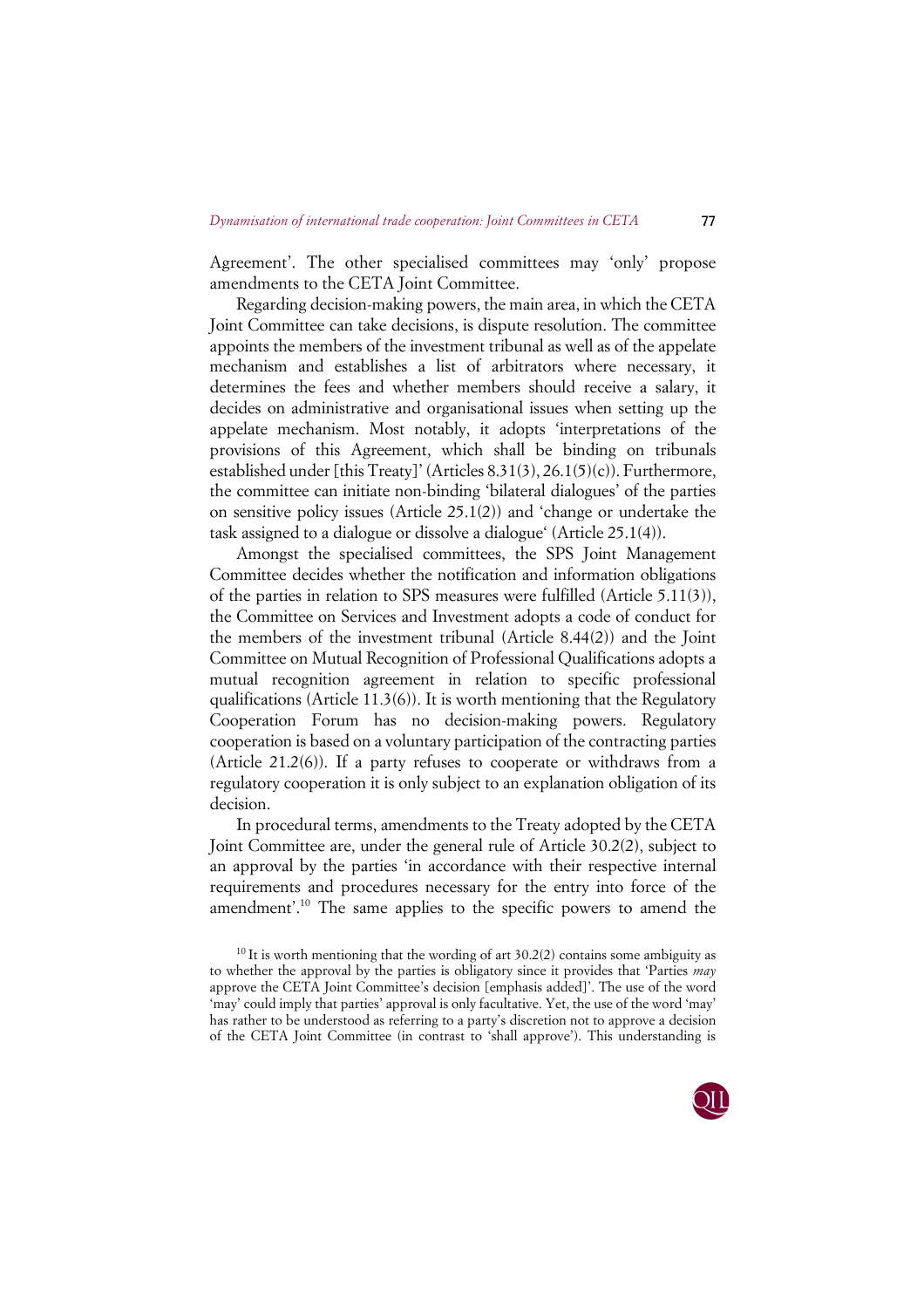Agreement'. The other specialised committees may 'only' propose amendments to the CETA Joint Committee.

Regarding decision-making powers, the main area, in which the CETA Joint Committee can take decisions, is dispute resolution. The committee appoints the members of the investment tribunal as well as of the appelate mechanism and establishes a list of arbitrators where necessary, it determines the fees and whether members should receive a salary, it decides on administrative and organisational issues when setting up the appelate mechanism. Most notably, it adopts 'interpretations of the provisions of this Agreement, which shall be binding on tribunals established under [this Treaty]' (Articles 8.31(3), 26.1(5)(c)). Furthermore, the committee can initiate non-binding 'bilateral dialogues' of the parties on sensitive policy issues (Article 25.1(2)) and 'change or undertake the task assigned to a dialogue or dissolve a dialogue' (Article 25.1(4)).

Amongst the specialised committees, the SPS Joint Management Committee decides whether the notification and information obligations of the parties in relation to SPS measures were fulfilled (Article 5.11(3)), the Committee on Services and Investment adopts a code of conduct for the members of the investment tribunal (Article 8.44(2)) and the Joint Committee on Mutual Recognition of Professional Qualifications adopts a mutual recognition agreement in relation to specific professional qualifications (Article 11.3(6)). It is worth mentioning that the Regulatory Cooperation Forum has no decision-making powers. Regulatory cooperation is based on a voluntary participation of the contracting parties (Article 21.2(6)). If a party refuses to cooperate or withdraws from a regulatory cooperation it is only subject to an explanation obligation of its decision.

In procedural terms, amendments to the Treaty adopted by the CETA Joint Committee are, under the general rule of Article 30.2(2), subject to an approval by the parties 'in accordance with their respective internal requirements and procedures necessary for the entry into force of the amendment'.[10] The same applies to the specific powers to amend the

[10] It is worth mentioning that the wording of art 30.2(2) contains some ambiguity as to whether the approval by the parties is obligatory since it provides that 'Parties *may* approve the CETA Joint Committee's decision [emphasis added]'. The use of the word 'may' could imply that parties' approval is only facultative. Yet, the use of the word 'may' has rather to be understood as referring to a party's discretion not to approve a decision of the CETA Joint Committee (in contrast to 'shall approve'). This understanding is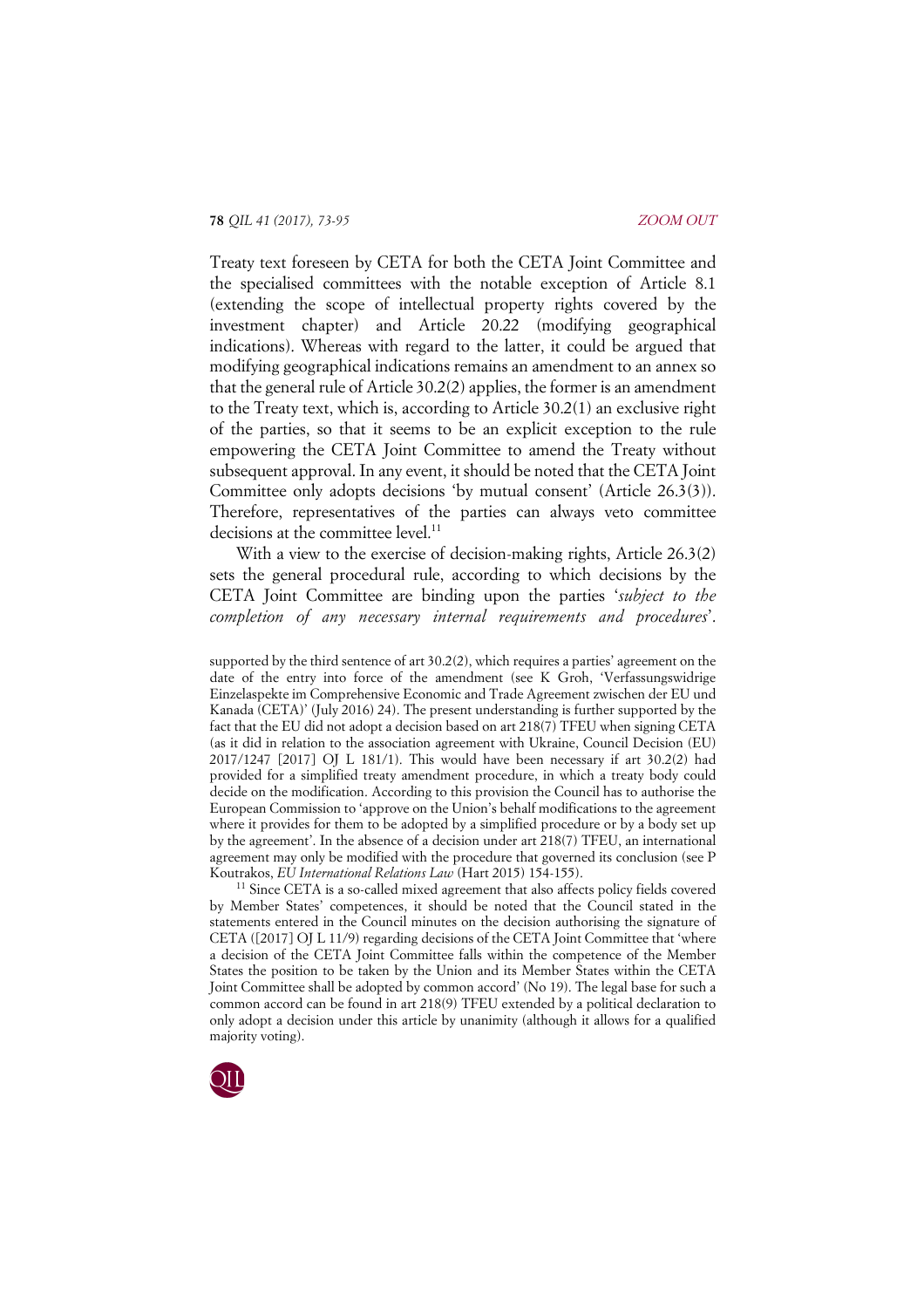Treaty text foreseen by CETA for both the CETA Joint Committee and the specialised committees with the notable exception of Article 8.1 (extending the scope of intellectual property rights covered by the investment chapter) and Article 20.22 (modifying geographical indications). Whereas with regard to the latter, it could be argued that modifying geographical indications remains an amendment to an annex so that the general rule of Article 30.2(2) applies, the former is an amendment to the Treaty text, which is, according to Article 30.2(1) an exclusive right of the parties, so that it seems to be an explicit exception to the rule empowering the CETA Joint Committee to amend the Treaty without subsequent approval. In any event, it should be noted that the CETA Joint Committee only adopts decisions 'by mutual consent' (Article 26.3(3)). Therefore, representatives of the parties can always veto committee decisions at the committee level.[11]

With a view to the exercise of decision-making rights, Article 26.3(2) sets the general procedural rule, according to which decisions by the CETA Joint Committee are binding upon the parties '*subject to the completion of any necessary internal requirements and procedures*'.

supported by the third sentence of art 30.2(2), which requires a parties' agreement on the date of the entry into force of the amendment (see K Groh, 'Verfassungswidrige Einzelaspekte im Comprehensive Economic and Trade Agreement zwischen der EU und Kanada (CETA)' (July 2016) 24). The present understanding is further supported by the fact that the EU did not adopt a decision based on art 218(7) TFEU when signing CETA (as it did in relation to the association agreement with Ukraine, Council Decision (EU) 2017/1247 [2017] OJ L 181/1). This would have been necessary if art 30.2(2) had provided for a simplified treaty amendment procedure, in which a treaty body could decide on the modification. According to this provision the Council has to authorise the European Commission to 'approve on the Union's behalf modifications to the agreement where it provides for them to be adopted by a simplified procedure or by a body set up by the agreement'. In the absence of a decision under art 218(7) TFEU, an international agreement may only be modified with the procedure that governed its conclusion (see P Koutrakos, *EU International Relations Law* (Hart 2015) 154-155).

[11] Since CETA is a so-called mixed agreement that also affects policy fields covered by Member States' competences, it should be noted that the Council stated in the statements entered in the Council minutes on the decision authorising the signature of CETA ([2017] OJ L 11/9) regarding decisions of the CETA Joint Committee that 'where a decision of the CETA Joint Committee falls within the competence of the Member States the position to be taken by the Union and its Member States within the CETA Joint Committee shall be adopted by common accord' (No 19). The legal base for such a common accord can be found in art 218(9) TFEU extended by a political declaration to only adopt a decision under this article by unanimity (although it allows for a qualified majority voting).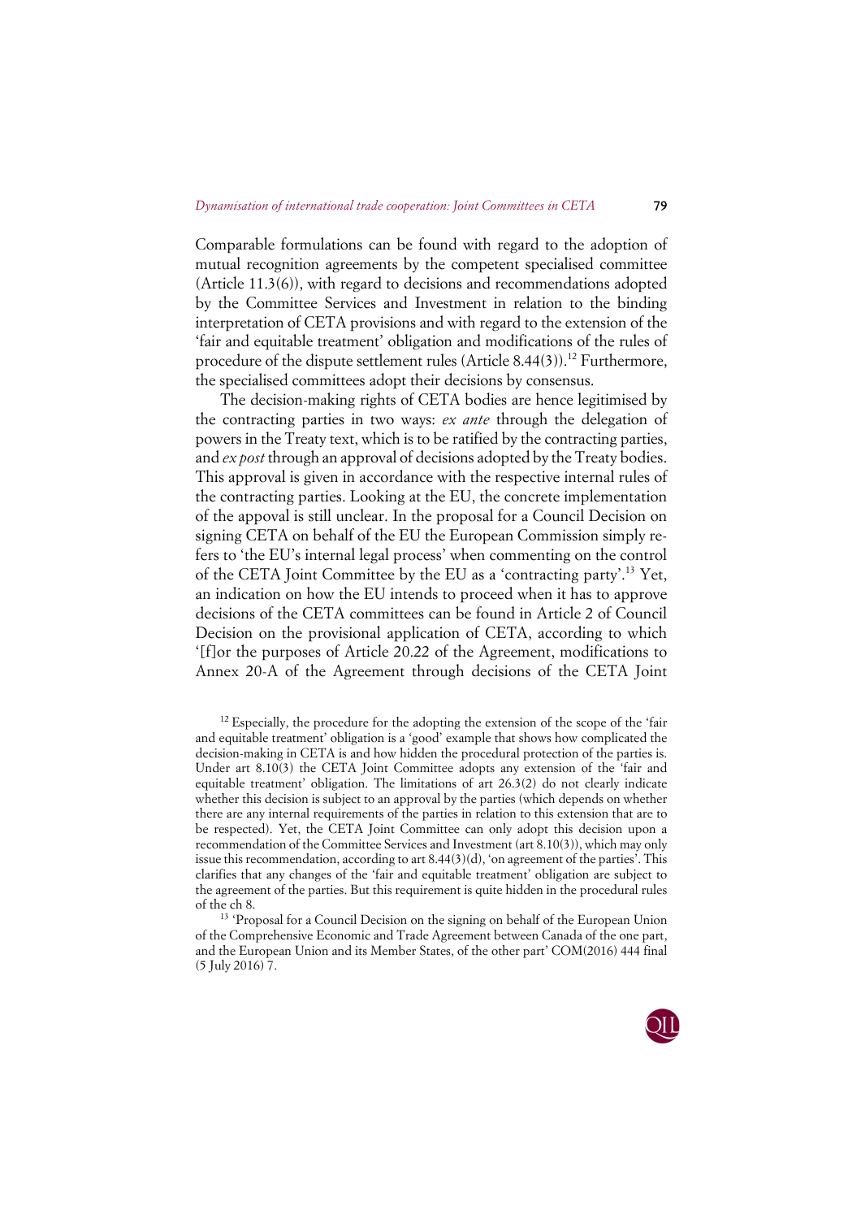Comparable formulations can be found with regard to the adoption of mutual recognition agreements by the competent specialised committee (Article 11.3(6)), with regard to decisions and recommendations adopted by the Committee Services and Investment in relation to the binding interpretation of CETA provisions and with regard to the extension of the 'fair and equitable treatment' obligation and modifications of the rules of procedure of the dispute settlement rules (Article 8.44(3)).[12] Furthermore, the specialised committees adopt their decisions by consensus.

The decision-making rights of CETA bodies are hence legitimised by the contracting parties in two ways: *ex ante* through the delegation of powers in the Treaty text, which is to be ratified by the contracting parties, and *ex post* through an approval of decisions adopted by the Treaty bodies. This approval is given in accordance with the respective internal rules of the contracting parties. Looking at the EU, the concrete implementation of the appoval is still unclear. In the proposal for a Council Decision on signing CETA on behalf of the EU the European Commission simply refers to 'the EU's internal legal process' when commenting on the control of the CETA Joint Committee by the EU as a 'contracting party'.[13] Yet, an indication on how the EU intends to proceed when it has to approve decisions of the CETA committees can be found in Article 2 of Council Decision on the provisional application of CETA, according to which '[f]or the purposes of Article 20.22 of the Agreement, modifications to Annex 20-A of the Agreement through decisions of the CETA Joint

[12] Especially, the procedure for the adopting the extension of the scope of the 'fair and equitable treatment' obligation is a 'good' example that shows how complicated the decision-making in CETA is and how hidden the procedural protection of the parties is. Under art 8.10(3) the CETA Joint Committee adopts any extension of the 'fair and equitable treatment' obligation. The limitations of art 26.3(2) do not clearly indicate whether this decision is subject to an approval by the parties (which depends on whether there are any internal requirements of the parties in relation to this extension that are to be respected). Yet, the CETA Joint Committee can only adopt this decision upon a recommendation of the Committee Services and Investment (art 8.10(3)), which may only issue this recommendation, according to art 8.44(3)(d), 'on agreement of the parties'. This clarifies that any changes of the 'fair and equitable treatment' obligation are subject to the agreement of the parties. But this requirement is quite hidden in the procedural rules of the ch 8.

[13] 'Proposal for a Council Decision on the signing on behalf of the European Union of the Comprehensive Economic and Trade Agreement between Canada of the one part, and the European Union and its Member States, of the other part' COM(2016) 444 final (5 July 2016) 7.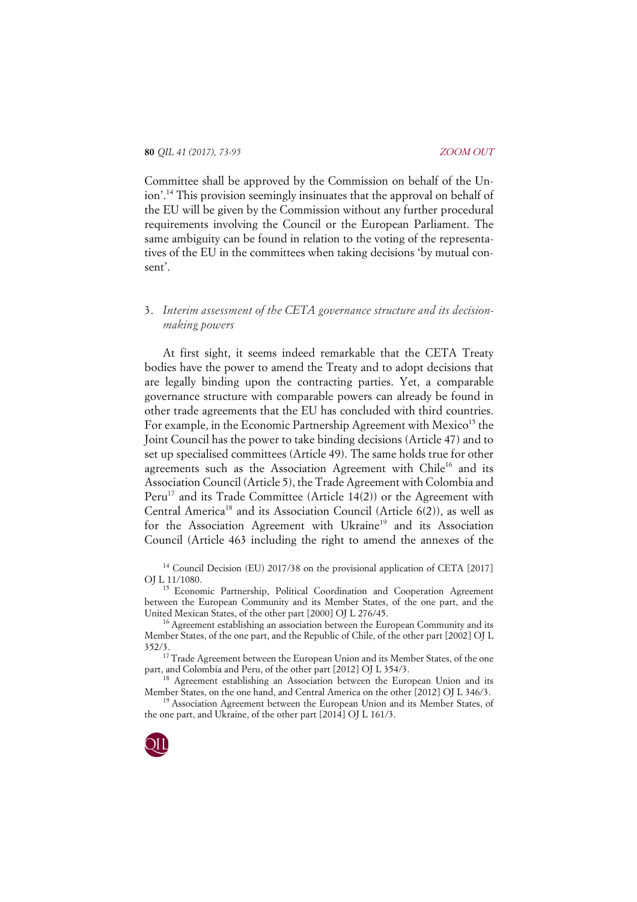Committee shall be approved by the Commission on behalf of the Union'.[14] This provision seemingly insinuates that the approval on behalf of the EU will be given by the Commission without any further procedural requirements involving the Council or the European Parliament. The same ambiguity can be found in relation to the voting of the representatives of the EU in the committees when taking decisions 'by mutual consent'.

### 3. *Interim assessment of the CETA governance structure and its decision-making powers*

At first sight, it seems indeed remarkable that the CETA Treaty bodies have the power to amend the Treaty and to adopt decisions that are legally binding upon the contracting parties. Yet, a comparable governance structure with comparable powers can already be found in other trade agreements that the EU has concluded with third countries. For example, in the Economic Partnership Agreement with Mexico[15] the Joint Council has the power to take binding decisions (Article 47) and to set up specialised committees (Article 49). The same holds true for other agreements such as the Association Agreement with Chile[16] and its Association Council (Article 5), the Trade Agreement with Colombia and Peru[17] and its Trade Committee (Article 14(2)) or the Agreement with Central America[18] and its Association Council (Article 6(2)), as well as for the Association Agreement with Ukraine[19] and its Association Council (Article 463 including the right to amend the annexes of the

---

[14] Council Decision (EU) 2017/38 on the provisional application of CETA [2017] OJ L 11/1080.

[15] Economic Partnership, Political Coordination and Cooperation Agreement between the European Community and its Member States, of the one part, and the United Mexican States, of the other part [2000] OJ L 276/45.

[16] Agreement establishing an association between the European Community and its Member States, of the one part, and the Republic of Chile, of the other part [2002] OJ L 352/3.

[17] Trade Agreement between the European Union and its Member States, of the one part, and Colombia and Peru, of the other part [2012] OJ L 354/3.

[18] Agreement establishing an Association between the European Union and its Member States, on the one hand, and Central America on the other [2012] OJ L 346/3.

[19] Association Agreement between the European Union and its Member States, of the one part, and Ukraine, of the other part [2014] OJ L 161/3.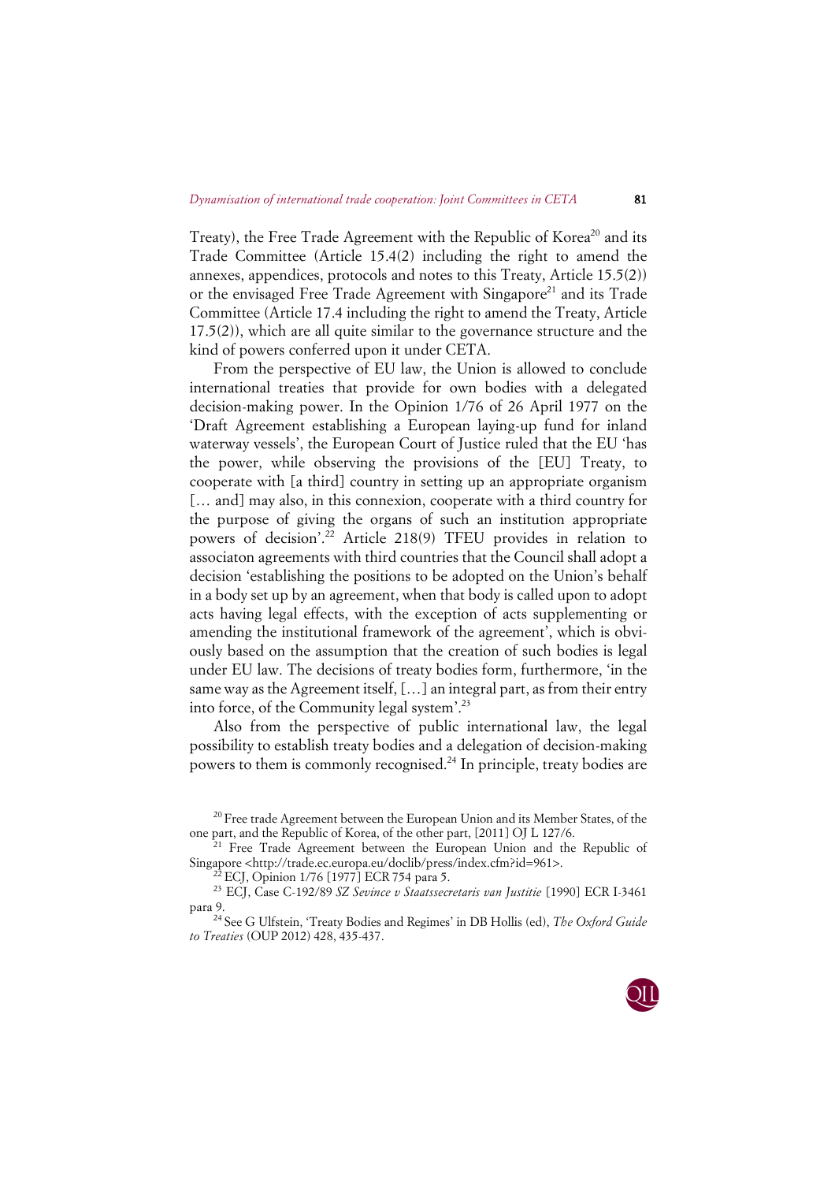Treaty), the Free Trade Agreement with the Republic of Korea[20] and its Trade Committee (Article 15.4(2) including the right to amend the annexes, appendices, protocols and notes to this Treaty, Article 15.5(2)) or the envisaged Free Trade Agreement with Singapore[21] and its Trade Committee (Article 17.4 including the right to amend the Treaty, Article 17.5(2)), which are all quite similar to the governance structure and the kind of powers conferred upon it under CETA.

From the perspective of EU law, the Union is allowed to conclude international treaties that provide for own bodies with a delegated decision-making power. In the Opinion 1/76 of 26 April 1977 on the 'Draft Agreement establishing a European laying-up fund for inland waterway vessels', the European Court of Justice ruled that the EU 'has the power, while observing the provisions of the [EU] Treaty, to cooperate with [a third] country in setting up an appropriate organism [… and] may also, in this connexion, cooperate with a third country for the purpose of giving the organs of such an institution appropriate powers of decision'.[22] Article 218(9) TFEU provides in relation to associaton agreements with third countries that the Council shall adopt a decision 'establishing the positions to be adopted on the Union's behalf in a body set up by an agreement, when that body is called upon to adopt acts having legal effects, with the exception of acts supplementing or amending the institutional framework of the agreement', which is obviously based on the assumption that the creation of such bodies is legal under EU law. The decisions of treaty bodies form, furthermore, 'in the same way as the Agreement itself, […] an integral part, as from their entry into force, of the Community legal system'.[23]

Also from the perspective of public international law, the legal possibility to establish treaty bodies and a delegation of decision-making powers to them is commonly recognised.[24] In principle, treaty bodies are

[20] Free trade Agreement between the European Union and its Member States, of the one part, and the Republic of Korea, of the other part, [2011] OJ L 127/6.

[21] Free Trade Agreement between the European Union and the Republic of Singapore <http://trade.ec.europa.eu/doclib/press/index.cfm?id=961>.

[22] ECJ, Opinion 1/76 [1977] ECR 754 para 5.

[23] ECJ, Case C-192/89 *SZ Sevince v Staatssecretaris van Justitie* [1990] ECR I-3461 para 9.

[24] See G Ulfstein, 'Treaty Bodies and Regimes' in DB Hollis (ed), *The Oxford Guide to Treaties* (OUP 2012) 428, 435-437.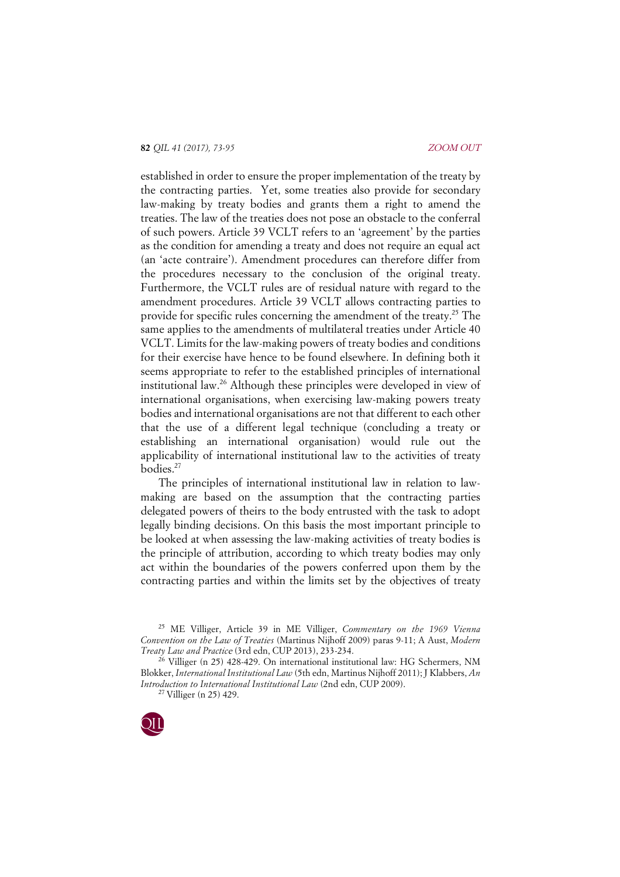established in order to ensure the proper implementation of the treaty by the contracting parties. Yet, some treaties also provide for secondary law-making by treaty bodies and grants them a right to amend the treaties. The law of the treaties does not pose an obstacle to the conferral of such powers. Article 39 VCLT refers to an 'agreement' by the parties as the condition for amending a treaty and does not require an equal act (an 'acte contraire'). Amendment procedures can therefore differ from the procedures necessary to the conclusion of the original treaty. Furthermore, the VCLT rules are of residual nature with regard to the amendment procedures. Article 39 VCLT allows contracting parties to provide for specific rules concerning the amendment of the treaty.[25] The same applies to the amendments of multilateral treaties under Article 40 VCLT. Limits for the law-making powers of treaty bodies and conditions for their exercise have hence to be found elsewhere. In defining both it seems appropriate to refer to the established principles of international institutional law.[26] Although these principles were developed in view of international organisations, when exercising law-making powers treaty bodies and international organisations are not that different to each other that the use of a different legal technique (concluding a treaty or establishing an international organisation) would rule out the applicability of international institutional law to the activities of treaty bodies.[27]

The principles of international institutional law in relation to law-making are based on the assumption that the contracting parties delegated powers of theirs to the body entrusted with the task to adopt legally binding decisions. On this basis the most important principle to be looked at when assessing the law-making activities of treaty bodies is the principle of attribution, according to which treaty bodies may only act within the boundaries of the powers conferred upon them by the contracting parties and within the limits set by the objectives of treaty

---

[25] ME Villiger, Article 39 in ME Villiger, *Commentary on the 1969 Vienna Convention on the Law of Treaties* (Martinus Nijhoff 2009) paras 9-11; A Aust, *Modern Treaty Law and Practice* (3rd edn, CUP 2013), 233-234.

[26] Villiger (n 25) 428-429. On international institutional law: HG Schermers, NM Blokker, *International Institutional Law* (5th edn, Martinus Nijhoff 2011); J Klabbers, *An Introduction to International Institutional Law* (2nd edn, CUP 2009).

[27] Villiger (n 25) 429.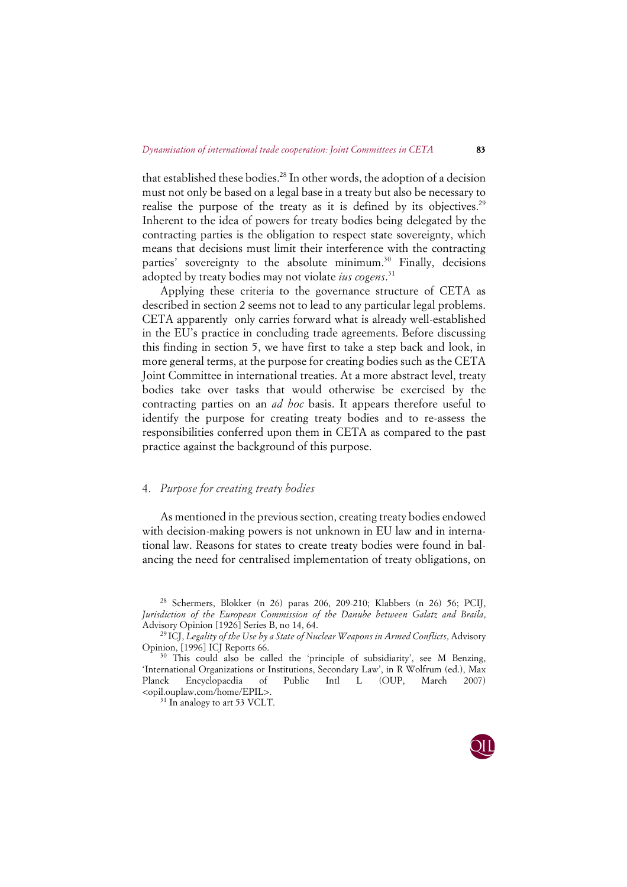that established these bodies.[28] In other words, the adoption of a decision must not only be based on a legal base in a treaty but also be necessary to realise the purpose of the treaty as it is defined by its objectives.[29] Inherent to the idea of powers for treaty bodies being delegated by the contracting parties is the obligation to respect state sovereignty, which means that decisions must limit their interference with the contracting parties' sovereignty to the absolute minimum.[30] Finally, decisions adopted by treaty bodies may not violate *ius cogens*.[31]

Applying these criteria to the governance structure of CETA as described in section 2 seems not to lead to any particular legal problems. CETA apparently only carries forward what is already well-established in the EU's practice in concluding trade agreements. Before discussing this finding in section 5, we have first to take a step back and look, in more general terms, at the purpose for creating bodies such as the CETA Joint Committee in international treaties. At a more abstract level, treaty bodies take over tasks that would otherwise be exercised by the contracting parties on an *ad hoc* basis. It appears therefore useful to identify the purpose for creating treaty bodies and to re-assess the responsibilities conferred upon them in CETA as compared to the past practice against the background of this purpose.

## 4. *Purpose for creating treaty bodies*

As mentioned in the previous section, creating treaty bodies endowed with decision-making powers is not unknown in EU law and in international law. Reasons for states to create treaty bodies were found in balancing the need for centralised implementation of treaty obligations, on

---

[28] Schermers, Blokker (n 26) paras 206, 209-210; Klabbers (n 26) 56; PCIJ, *Jurisdiction of the European Commission of the Danube between Galatz and Braila,* Advisory Opinion [1926] Series B, no 14, 64.

[29] ICJ, *Legality of the Use by a State of Nuclear Weapons in Armed Conflicts,* Advisory Opinion, [1996] ICJ Reports 66.

[30] This could also be called the 'principle of subsidiarity', see M Benzing, 'International Organizations or Institutions, Secondary Law', in R Wolfrum (ed.), Max Planck Encyclopaedia of Public Intl L (OUP, March 2007) <opil.ouplaw.com/home/EPIL>.

[31] In analogy to art 53 VCLT.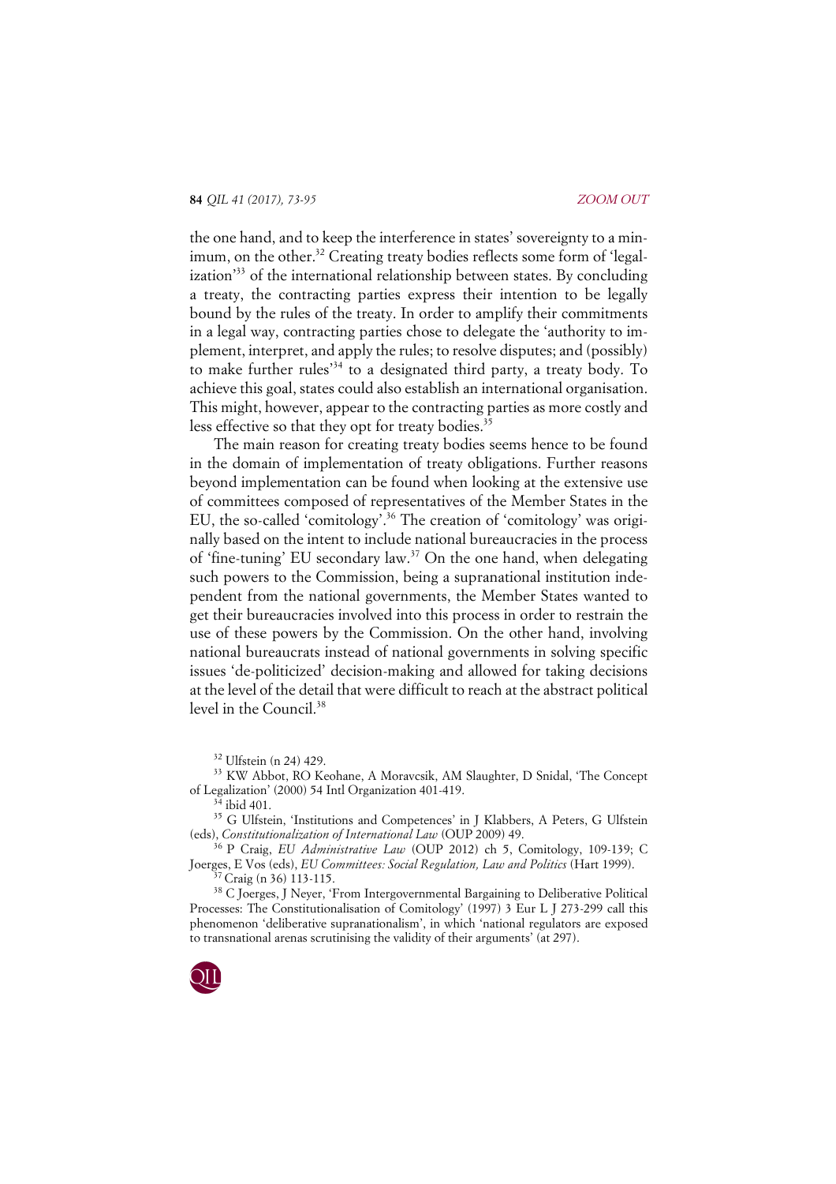the one hand, and to keep the interference in states' sovereignty to a minimum, on the other.[32] Creating treaty bodies reflects some form of 'legalization'[33] of the international relationship between states. By concluding a treaty, the contracting parties express their intention to be legally bound by the rules of the treaty. In order to amplify their commitments in a legal way, contracting parties chose to delegate the 'authority to implement, interpret, and apply the rules; to resolve disputes; and (possibly) to make further rules'[34] to a designated third party, a treaty body. To achieve this goal, states could also establish an international organisation. This might, however, appear to the contracting parties as more costly and less effective so that they opt for treaty bodies.[35]

The main reason for creating treaty bodies seems hence to be found in the domain of implementation of treaty obligations. Further reasons beyond implementation can be found when looking at the extensive use of committees composed of representatives of the Member States in the EU, the so-called 'comitology'.[36] The creation of 'comitology' was originally based on the intent to include national bureaucracies in the process of 'fine-tuning' EU secondary law.[37] On the one hand, when delegating such powers to the Commission, being a supranational institution independent from the national governments, the Member States wanted to get their bureaucracies involved into this process in order to restrain the use of these powers by the Commission. On the other hand, involving national bureaucrats instead of national governments in solving specific issues 'de-politicized' decision-making and allowed for taking decisions at the level of the detail that were difficult to reach at the abstract political level in the Council.[38]

[32] Ulfstein (n 24) 429.

[33] KW Abbot, RO Keohane, A Moravcsik, AM Slaughter, D Snidal, 'The Concept of Legalization' (2000) 54 Intl Organization 401-419.

[34] ibid 401.

[35] G Ulfstein, 'Institutions and Competences' in J Klabbers, A Peters, G Ulfstein (eds), *Constitutionalization of International Law* (OUP 2009) 49.

[36] P Craig, *EU Administrative Law* (OUP 2012) ch 5, Comitology, 109-139; C Joerges, E Vos (eds), *EU Committees: Social Regulation, Law and Politics* (Hart 1999).

[37] Craig (n 36) 113-115.

[38] C Joerges, J Neyer, 'From Intergovernmental Bargaining to Deliberative Political Processes: The Constitutionalisation of Comitology' (1997) 3 Eur L J 273-299 call this phenomenon 'deliberative supranationalism', in which 'national regulators are exposed to transnational arenas scrutinising the validity of their arguments' (at 297).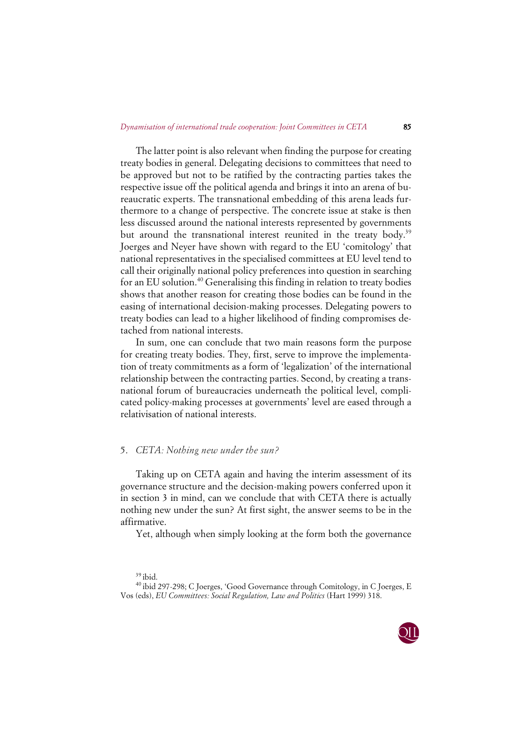The latter point is also relevant when finding the purpose for creating treaty bodies in general. Delegating decisions to committees that need to be approved but not to be ratified by the contracting parties takes the respective issue off the political agenda and brings it into an arena of bureaucratic experts. The transnational embedding of this arena leads furthermore to a change of perspective. The concrete issue at stake is then less discussed around the national interests represented by governments but around the transnational interest reunited in the treaty body.[39] Joerges and Neyer have shown with regard to the EU 'comitology' that national representatives in the specialised committees at EU level tend to call their originally national policy preferences into question in searching for an EU solution.[40] Generalising this finding in relation to treaty bodies shows that another reason for creating those bodies can be found in the easing of international decision-making processes. Delegating powers to treaty bodies can lead to a higher likelihood of finding compromises detached from national interests.

In sum, one can conclude that two main reasons form the purpose for creating treaty bodies. They, first, serve to improve the implementation of treaty commitments as a form of 'legalization' of the international relationship between the contracting parties. Second, by creating a transnational forum of bureaucracies underneath the political level, complicated policy-making processes at governments' level are eased through a relativisation of national interests.

## 5. *CETA: Nothing new under the sun?*

Taking up on CETA again and having the interim assessment of its governance structure and the decision-making powers conferred upon it in section 3 in mind, can we conclude that with CETA there is actually nothing new under the sun? At first sight, the answer seems to be in the affirmative.

Yet, although when simply looking at the form both the governance

[39] ibid.

[40] ibid 297-298; C Joerges, 'Good Governance through Comitology, in C Joerges, E Vos (eds), *EU Committees: Social Regulation, Law and Politics* (Hart 1999) 318.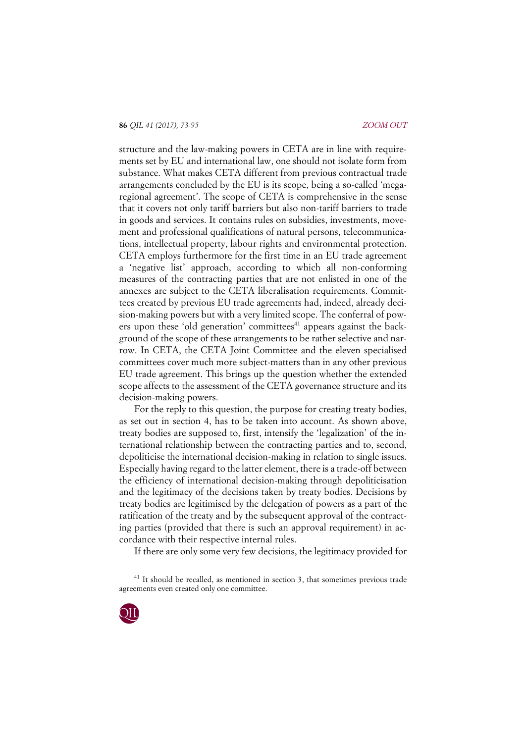structure and the law-making powers in CETA are in line with requirements set by EU and international law, one should not isolate form from substance. What makes CETA different from previous contractual trade arrangements concluded by the EU is its scope, being a so-called 'mega-regional agreement'. The scope of CETA is comprehensive in the sense that it covers not only tariff barriers but also non-tariff barriers to trade in goods and services. It contains rules on subsidies, investments, movement and professional qualifications of natural persons, telecommunications, intellectual property, labour rights and environmental protection. CETA employs furthermore for the first time in an EU trade agreement a 'negative list' approach, according to which all non-conforming measures of the contracting parties that are not enlisted in one of the annexes are subject to the CETA liberalisation requirements. Committees created by previous EU trade agreements had, indeed, already decision-making powers but with a very limited scope. The conferral of powers upon these 'old generation' committees[41] appears against the background of the scope of these arrangements to be rather selective and narrow. In CETA, the CETA Joint Committee and the eleven specialised committees cover much more subject-matters than in any other previous EU trade agreement. This brings up the question whether the extended scope affects to the assessment of the CETA governance structure and its decision-making powers.

For the reply to this question, the purpose for creating treaty bodies, as set out in section 4, has to be taken into account. As shown above, treaty bodies are supposed to, first, intensify the 'legalization' of the international relationship between the contracting parties and to, second, depoliticise the international decision-making in relation to single issues. Especially having regard to the latter element, there is a trade-off between the efficiency of international decision-making through depoliticisation and the legitimacy of the decisions taken by treaty bodies. Decisions by treaty bodies are legitimised by the delegation of powers as a part of the ratification of the treaty and by the subsequent approval of the contracting parties (provided that there is such an approval requirement) in accordance with their respective internal rules.

If there are only some very few decisions, the legitimacy provided for

[41] It should be recalled, as mentioned in section 3, that sometimes previous trade agreements even created only one committee.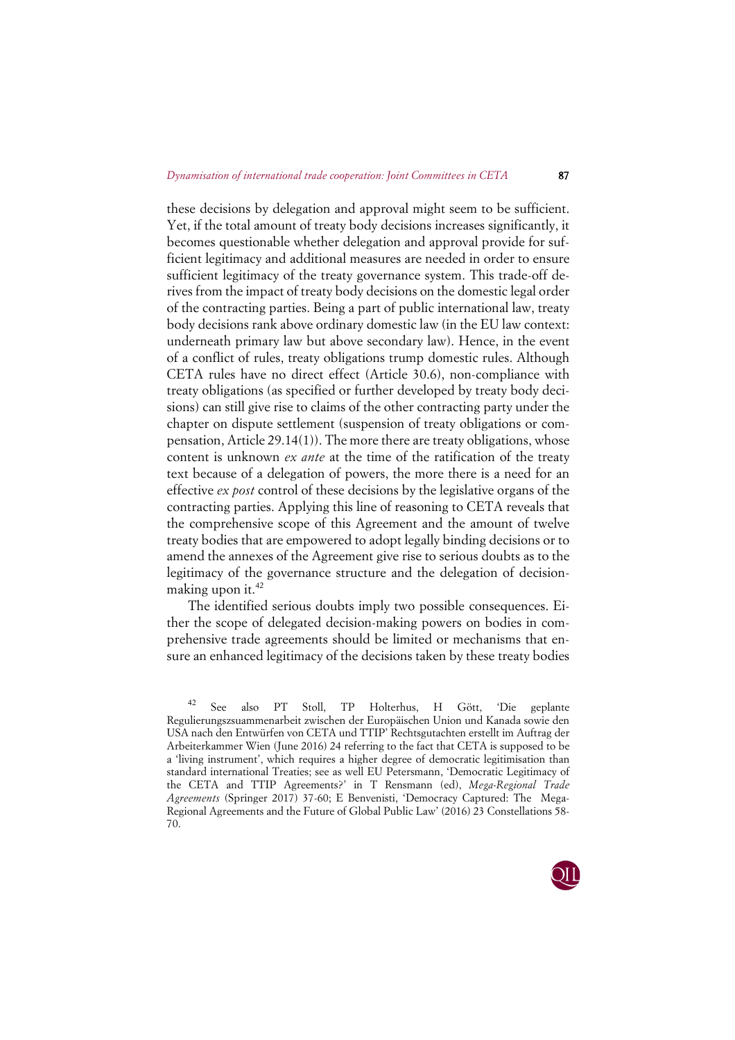these decisions by delegation and approval might seem to be sufficient. Yet, if the total amount of treaty body decisions increases significantly, it becomes questionable whether delegation and approval provide for sufficient legitimacy and additional measures are needed in order to ensure sufficient legitimacy of the treaty governance system. This trade-off derives from the impact of treaty body decisions on the domestic legal order of the contracting parties. Being a part of public international law, treaty body decisions rank above ordinary domestic law (in the EU law context: underneath primary law but above secondary law). Hence, in the event of a conflict of rules, treaty obligations trump domestic rules. Although CETA rules have no direct effect (Article 30.6), non-compliance with treaty obligations (as specified or further developed by treaty body decisions) can still give rise to claims of the other contracting party under the chapter on dispute settlement (suspension of treaty obligations or compensation, Article 29.14(1)). The more there are treaty obligations, whose content is unknown *ex ante* at the time of the ratification of the treaty text because of a delegation of powers, the more there is a need for an effective *ex post* control of these decisions by the legislative organs of the contracting parties. Applying this line of reasoning to CETA reveals that the comprehensive scope of this Agreement and the amount of twelve treaty bodies that are empowered to adopt legally binding decisions or to amend the annexes of the Agreement give rise to serious doubts as to the legitimacy of the governance structure and the delegation of decision-making upon it.[42]

The identified serious doubts imply two possible consequences. Either the scope of delegated decision-making powers on bodies in comprehensive trade agreements should be limited or mechanisms that ensure an enhanced legitimacy of the decisions taken by these treaty bodies

[42] See also PT Stoll, TP Holterhus, H Gött, 'Die geplante Regulierungszsuammenarbeit zwischen der Europäischen Union und Kanada sowie den USA nach den Entwürfen von CETA und TTIP' Rechtsgutachten erstellt im Auftrag der Arbeiterkammer Wien (June 2016) 24 referring to the fact that CETA is supposed to be a 'living instrument', which requires a higher degree of democratic legitimisation than standard international Treaties; see as well EU Petersmann, 'Democratic Legitimacy of the CETA and TTIP Agreements?' in T Rensmann (ed), *Mega-Regional Trade Agreements* (Springer 2017) 37-60; E Benvenisti, 'Democracy Captured: The Mega-Regional Agreements and the Future of Global Public Law' (2016) 23 Constellations 58-70.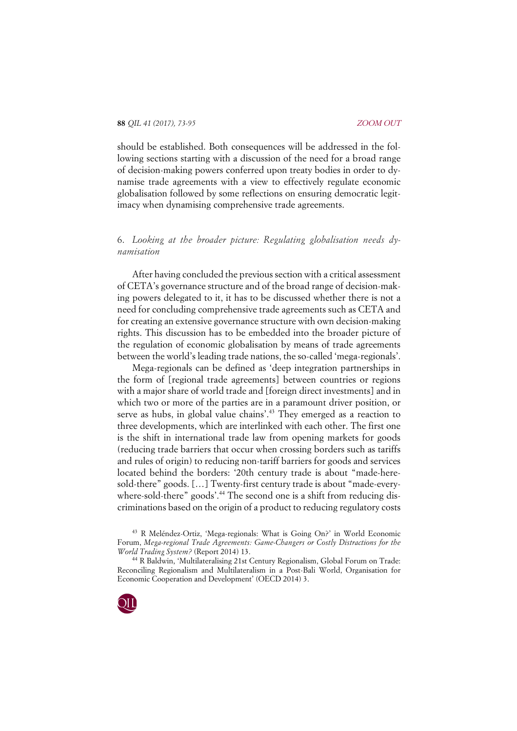should be established. Both consequences will be addressed in the following sections starting with a discussion of the need for a broad range of decision-making powers conferred upon treaty bodies in order to dynamise trade agreements with a view to effectively regulate economic globalisation followed by some reflections on ensuring democratic legitimacy when dynamising comprehensive trade agreements.

## 6. *Looking at the broader picture: Regulating globalisation needs dynamisation*

After having concluded the previous section with a critical assessment of CETA's governance structure and of the broad range of decision-making powers delegated to it, it has to be discussed whether there is not a need for concluding comprehensive trade agreements such as CETA and for creating an extensive governance structure with own decision-making rights. This discussion has to be embedded into the broader picture of the regulation of economic globalisation by means of trade agreements between the world's leading trade nations, the so-called 'mega-regionals'.

Mega-regionals can be defined as 'deep integration partnerships in the form of [regional trade agreements] between countries or regions with a major share of world trade and [foreign direct investments] and in which two or more of the parties are in a paramount driver position, or serve as hubs, in global value chains'.[43] They emerged as a reaction to three developments, which are interlinked with each other. The first one is the shift in international trade law from opening markets for goods (reducing trade barriers that occur when crossing borders such as tariffs and rules of origin) to reducing non-tariff barriers for goods and services located behind the borders: '20th century trade is about "made-here-sold-there" goods. […] Twenty-first century trade is about "made-everywhere-sold-there" goods'.[44] The second one is a shift from reducing discriminations based on the origin of a product to reducing regulatory costs

[43] R Meléndez-Ortiz, 'Mega-regionals: What is Going On?' in World Economic Forum, *Mega-regional Trade Agreements: Game-Changers or Costly Distractions for the World Trading System?* (Report 2014) 13.

[44] R Baldwin, 'Multilateralising 21st Century Regionalism, Global Forum on Trade: Reconciling Regionalism and Multilateralism in a Post-Bali World, Organisation for Economic Cooperation and Development' (OECD 2014) 3.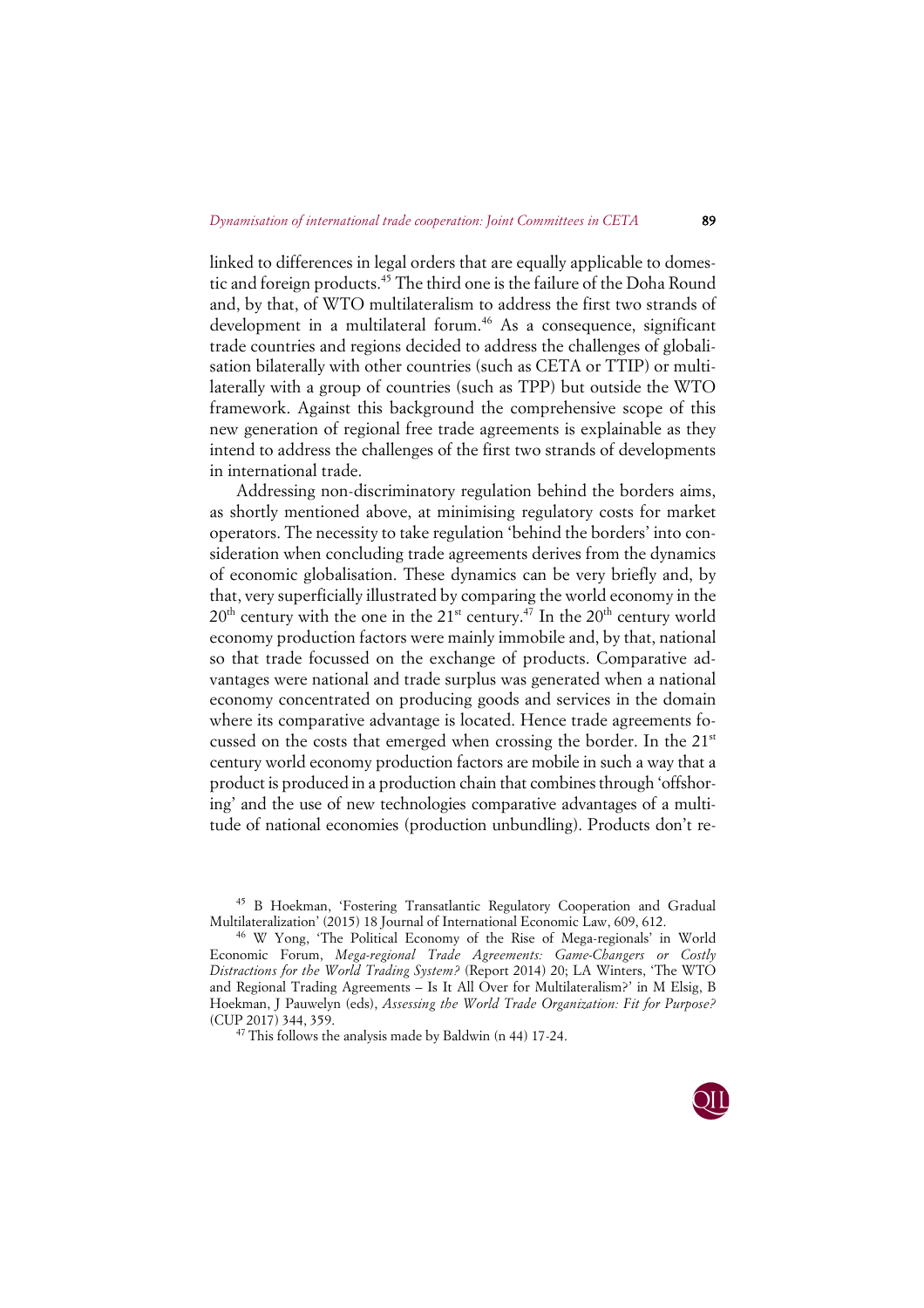linked to differences in legal orders that are equally applicable to domestic and foreign products.[45] The third one is the failure of the Doha Round and, by that, of WTO multilateralism to address the first two strands of development in a multilateral forum.[46] As a consequence, significant trade countries and regions decided to address the challenges of globalisation bilaterally with other countries (such as CETA or TTIP) or multilaterally with a group of countries (such as TPP) but outside the WTO framework. Against this background the comprehensive scope of this new generation of regional free trade agreements is explainable as they intend to address the challenges of the first two strands of developments in international trade.

Addressing non-discriminatory regulation behind the borders aims, as shortly mentioned above, at minimising regulatory costs for market operators. The necessity to take regulation 'behind the borders' into consideration when concluding trade agreements derives from the dynamics of economic globalisation. These dynamics can be very briefly and, by that, very superficially illustrated by comparing the world economy in the 20th century with the one in the 21st century.[47] In the 20th century world economy production factors were mainly immobile and, by that, national so that trade focussed on the exchange of products. Comparative advantages were national and trade surplus was generated when a national economy concentrated on producing goods and services in the domain where its comparative advantage is located. Hence trade agreements focussed on the costs that emerged when crossing the border. In the 21st century world economy production factors are mobile in such a way that a product is produced in a production chain that combines through 'offshoring' and the use of new technologies comparative advantages of a multitude of national economies (production unbundling). Products don't re-

[45] B Hoekman, 'Fostering Transatlantic Regulatory Cooperation and Gradual Multilateralization' (2015) 18 Journal of International Economic Law, 609, 612.

[46] W Yong, 'The Political Economy of the Rise of Mega-regionals' in World Economic Forum, *Mega-regional Trade Agreements: Game-Changers or Costly Distractions for the World Trading System?* (Report 2014) 20; LA Winters, 'The WTO and Regional Trading Agreements – Is It All Over for Multilateralism?' in M Elsig, B Hoekman, J Pauwelyn (eds), *Assessing the World Trade Organization: Fit for Purpose?* (CUP 2017) 344, 359.

[47] This follows the analysis made by Baldwin (n 44) 17-24.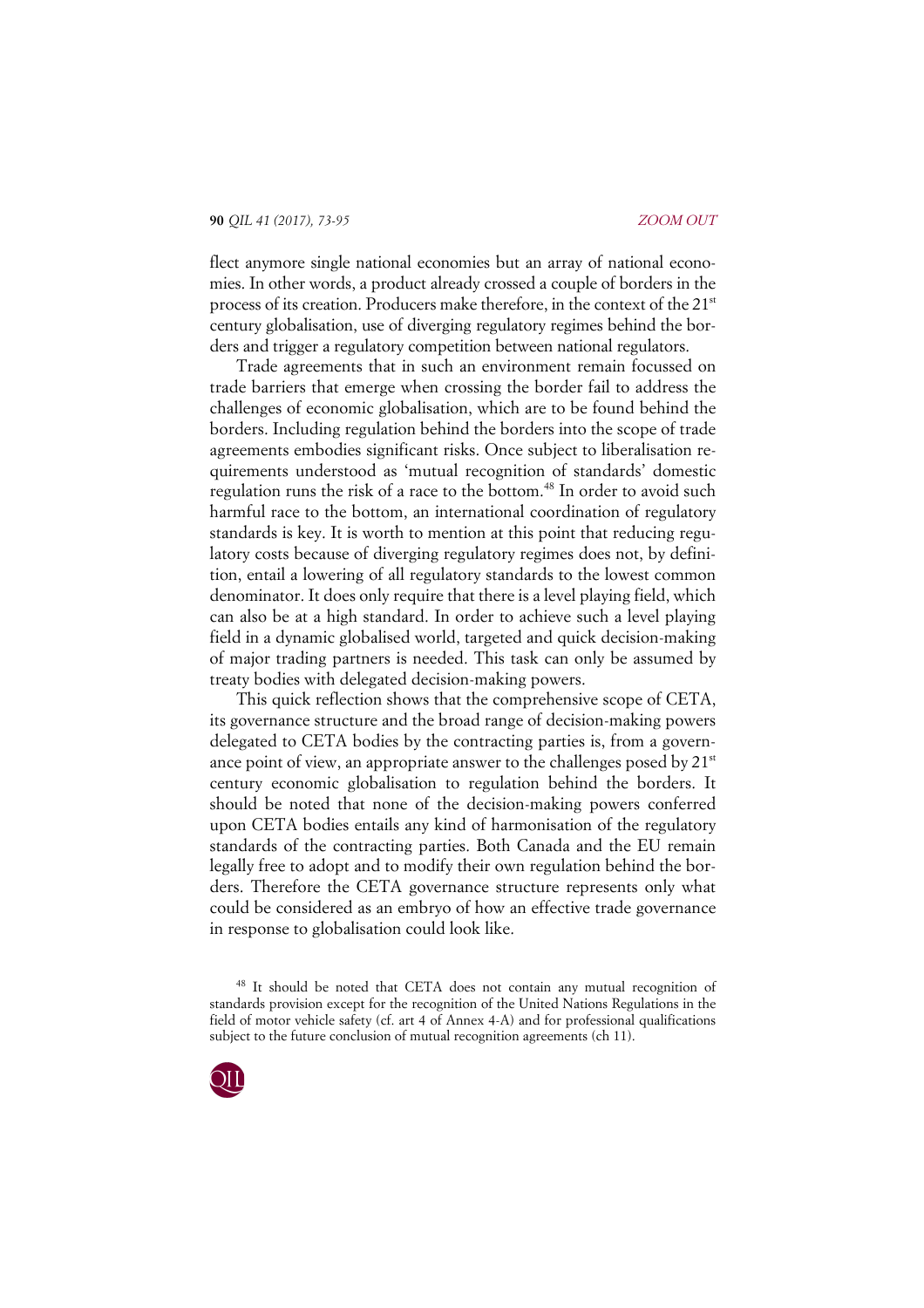flect anymore single national economies but an array of national economies. In other words, a product already crossed a couple of borders in the process of its creation. Producers make therefore, in the context of the 21st century globalisation, use of diverging regulatory regimes behind the borders and trigger a regulatory competition between national regulators.

Trade agreements that in such an environment remain focussed on trade barriers that emerge when crossing the border fail to address the challenges of economic globalisation, which are to be found behind the borders. Including regulation behind the borders into the scope of trade agreements embodies significant risks. Once subject to liberalisation requirements understood as 'mutual recognition of standards' domestic regulation runs the risk of a race to the bottom.[48] In order to avoid such harmful race to the bottom, an international coordination of regulatory standards is key. It is worth to mention at this point that reducing regulatory costs because of diverging regulatory regimes does not, by definition, entail a lowering of all regulatory standards to the lowest common denominator. It does only require that there is a level playing field, which can also be at a high standard. In order to achieve such a level playing field in a dynamic globalised world, targeted and quick decision-making of major trading partners is needed. This task can only be assumed by treaty bodies with delegated decision-making powers.

This quick reflection shows that the comprehensive scope of CETA, its governance structure and the broad range of decision-making powers delegated to CETA bodies by the contracting parties is, from a governance point of view, an appropriate answer to the challenges posed by 21st century economic globalisation to regulation behind the borders. It should be noted that none of the decision-making powers conferred upon CETA bodies entails any kind of harmonisation of the regulatory standards of the contracting parties. Both Canada and the EU remain legally free to adopt and to modify their own regulation behind the borders. Therefore the CETA governance structure represents only what could be considered as an embryo of how an effective trade governance in response to globalisation could look like.

[48] It should be noted that CETA does not contain any mutual recognition of standards provision except for the recognition of the United Nations Regulations in the field of motor vehicle safety (cf. art 4 of Annex 4-A) and for professional qualifications subject to the future conclusion of mutual recognition agreements (ch 11).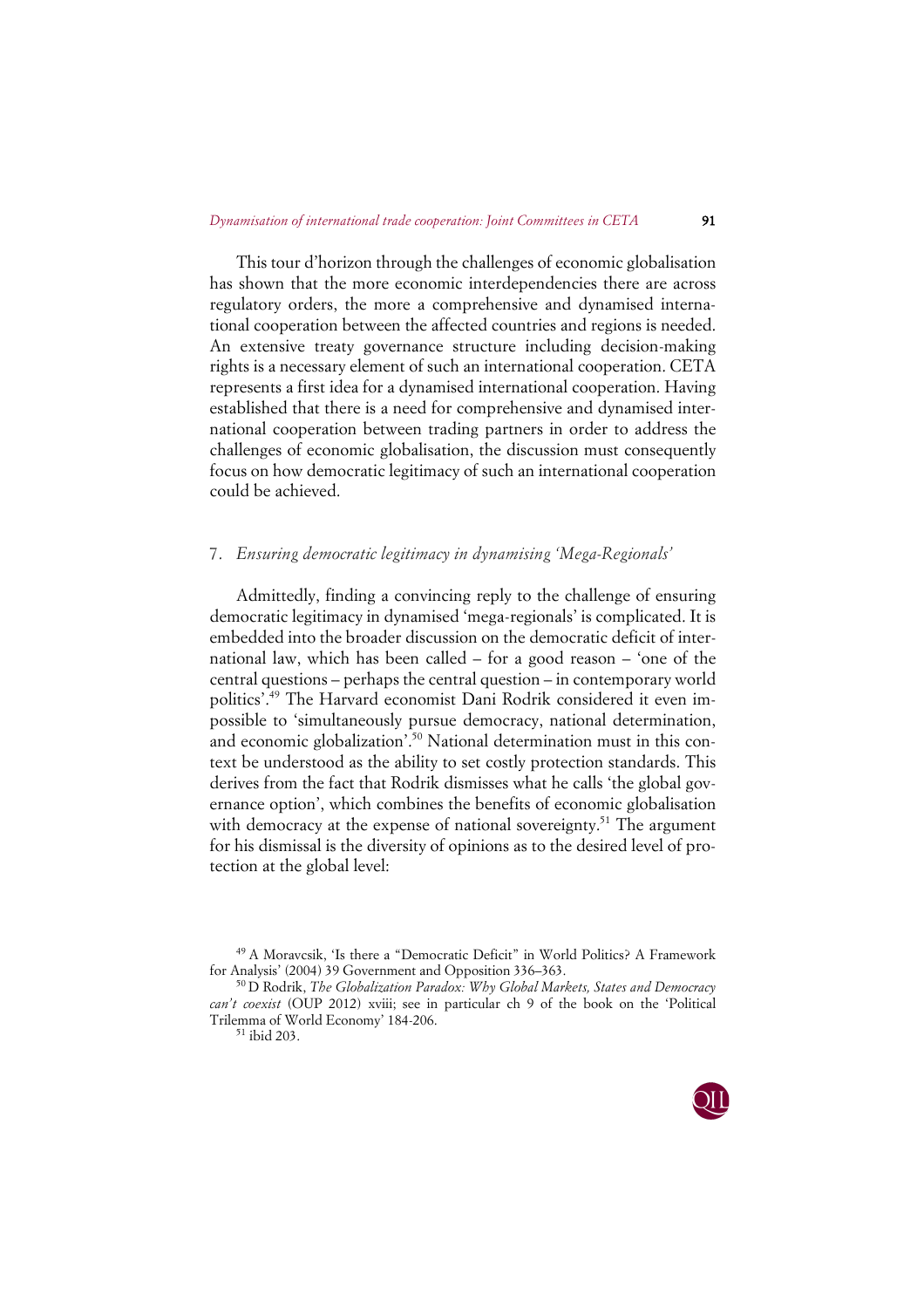This tour d'horizon through the challenges of economic globalisation has shown that the more economic interdependencies there are across regulatory orders, the more a comprehensive and dynamised international cooperation between the affected countries and regions is needed. An extensive treaty governance structure including decision-making rights is a necessary element of such an international cooperation. CETA represents a first idea for a dynamised international cooperation. Having established that there is a need for comprehensive and dynamised international cooperation between trading partners in order to address the challenges of economic globalisation, the discussion must consequently focus on how democratic legitimacy of such an international cooperation could be achieved.

## 7. *Ensuring democratic legitimacy in dynamising 'Mega-Regionals'*

Admittedly, finding a convincing reply to the challenge of ensuring democratic legitimacy in dynamised 'mega-regionals' is complicated. It is embedded into the broader discussion on the democratic deficit of international law, which has been called – for a good reason – 'one of the central questions – perhaps the central question – in contemporary world politics'.[49] The Harvard economist Dani Rodrik considered it even impossible to 'simultaneously pursue democracy, national determination, and economic globalization'.[50] National determination must in this context be understood as the ability to set costly protection standards. This derives from the fact that Rodrik dismisses what he calls 'the global governance option', which combines the benefits of economic globalisation with democracy at the expense of national sovereignty.[51] The argument for his dismissal is the diversity of opinions as to the desired level of protection at the global level:

---

[49] A Moravcsik, 'Is there a "Democratic Deficit" in World Politics? A Framework for Analysis' (2004) 39 Government and Opposition 336–363.

[50] D Rodrik, *The Globalization Paradox: Why Global Markets, States and Democracy can't coexist* (OUP 2012) xviii; see in particular ch 9 of the book on the 'Political Trilemma of World Economy' 184-206.

[51] ibid 203.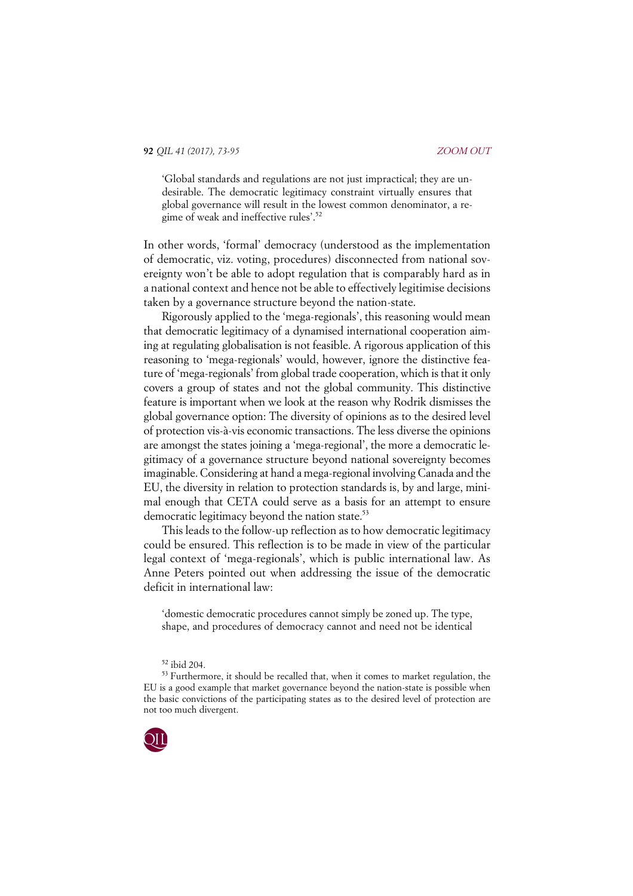> 'Global standards and regulations are not just impractical; they are undesirable. The democratic legitimacy constraint virtually ensures that global governance will result in the lowest common denominator, a regime of weak and ineffective rules'.[52]

In other words, 'formal' democracy (understood as the implementation of democratic, viz. voting, procedures) disconnected from national sovereignty won't be able to adopt regulation that is comparably hard as in a national context and hence not be able to effectively legitimise decisions taken by a governance structure beyond the nation-state.

Rigorously applied to the 'mega-regionals', this reasoning would mean that democratic legitimacy of a dynamised international cooperation aiming at regulating globalisation is not feasible. A rigorous application of this reasoning to 'mega-regionals' would, however, ignore the distinctive feature of 'mega-regionals' from global trade cooperation, which is that it only covers a group of states and not the global community. This distinctive feature is important when we look at the reason why Rodrik dismisses the global governance option: The diversity of opinions as to the desired level of protection vis-à-vis economic transactions. The less diverse the opinions are amongst the states joining a 'mega-regional', the more a democratic legitimacy of a governance structure beyond national sovereignty becomes imaginable. Considering at hand a mega-regional involving Canada and the EU, the diversity in relation to protection standards is, by and large, minimal enough that CETA could serve as a basis for an attempt to ensure democratic legitimacy beyond the nation state.[53]

This leads to the follow-up reflection as to how democratic legitimacy could be ensured. This reflection is to be made in view of the particular legal context of 'mega-regionals', which is public international law. As Anne Peters pointed out when addressing the issue of the democratic deficit in international law:

> 'domestic democratic procedures cannot simply be zoned up. The type, shape, and procedures of democracy cannot and need not be identical

[52] ibid 204.

[53] Furthermore, it should be recalled that, when it comes to market regulation, the EU is a good example that market governance beyond the nation-state is possible when the basic convictions of the participating states as to the desired level of protection are not too much divergent.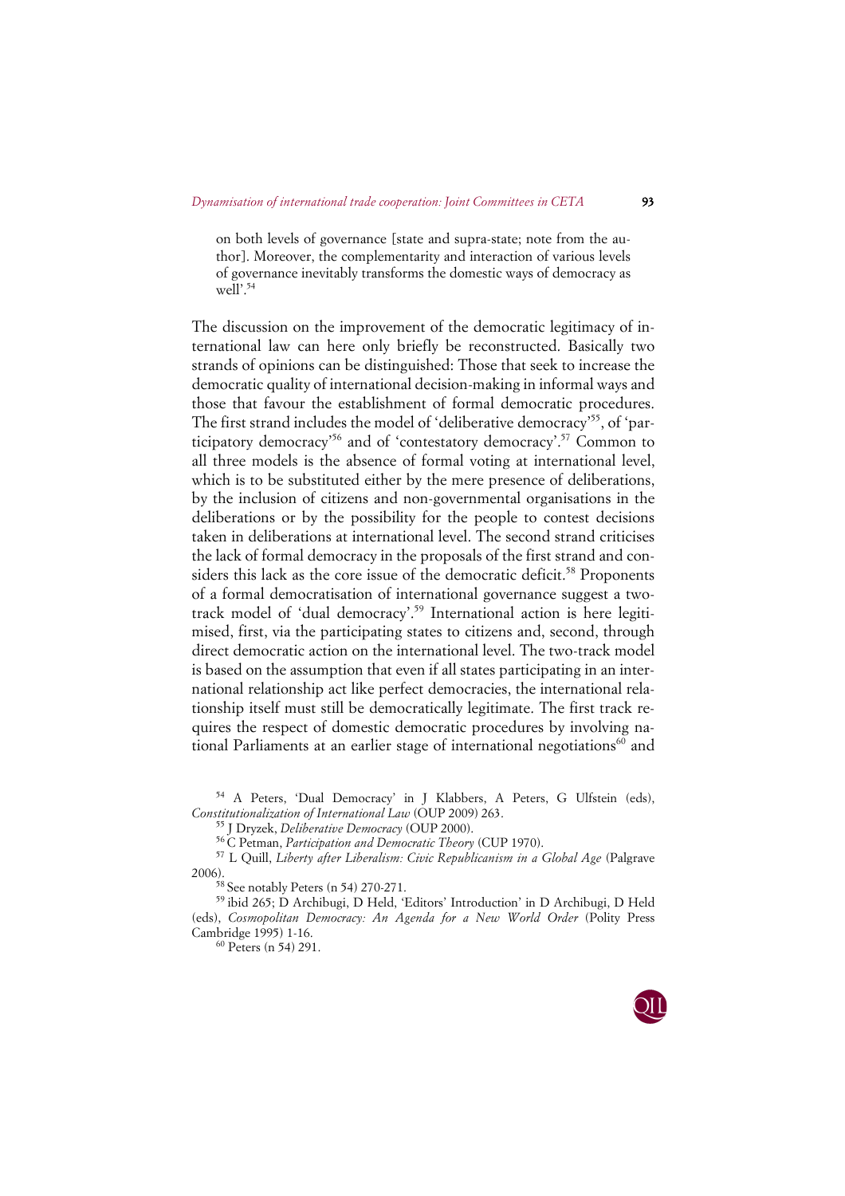on both levels of governance [state and supra-state; note from the author]. Moreover, the complementarity and interaction of various levels of governance inevitably transforms the domestic ways of democracy as well'.[54]

The discussion on the improvement of the democratic legitimacy of international law can here only briefly be reconstructed. Basically two strands of opinions can be distinguished: Those that seek to increase the democratic quality of international decision-making in informal ways and those that favour the establishment of formal democratic procedures. The first strand includes the model of 'deliberative democracy'[55], of 'participatory democracy'[56] and of 'contestatory democracy'.[57] Common to all three models is the absence of formal voting at international level, which is to be substituted either by the mere presence of deliberations, by the inclusion of citizens and non-governmental organisations in the deliberations or by the possibility for the people to contest decisions taken in deliberations at international level. The second strand criticises the lack of formal democracy in the proposals of the first strand and considers this lack as the core issue of the democratic deficit.[58] Proponents of a formal democratisation of international governance suggest a two-track model of 'dual democracy'.[59] International action is here legitimised, first, via the participating states to citizens and, second, through direct democratic action on the international level. The two-track model is based on the assumption that even if all states participating in an international relationship act like perfect democracies, the international relationship itself must still be democratically legitimate. The first track requires the respect of domestic democratic procedures by involving national Parliaments at an earlier stage of international negotiations[60] and

[54] A Peters, 'Dual Democracy' in J Klabbers, A Peters, G Ulfstein (eds), *Constitutionalization of International Law* (OUP 2009) 263.

[55] J Dryzek, *Deliberative Democracy* (OUP 2000).

[56] C Petman, *Participation and Democratic Theory* (CUP 1970).

[57] L Quill, *Liberty after Liberalism: Civic Republicanism in a Global Age* (Palgrave 2006).

[58] See notably Peters (n 54) 270-271.

[59] ibid 265; D Archibugi, D Held, 'Editors' Introduction' in D Archibugi, D Held (eds), *Cosmopolitan Democracy: An Agenda for a New World Order* (Polity Press Cambridge 1995) 1-16.

[60] Peters (n 54) 291.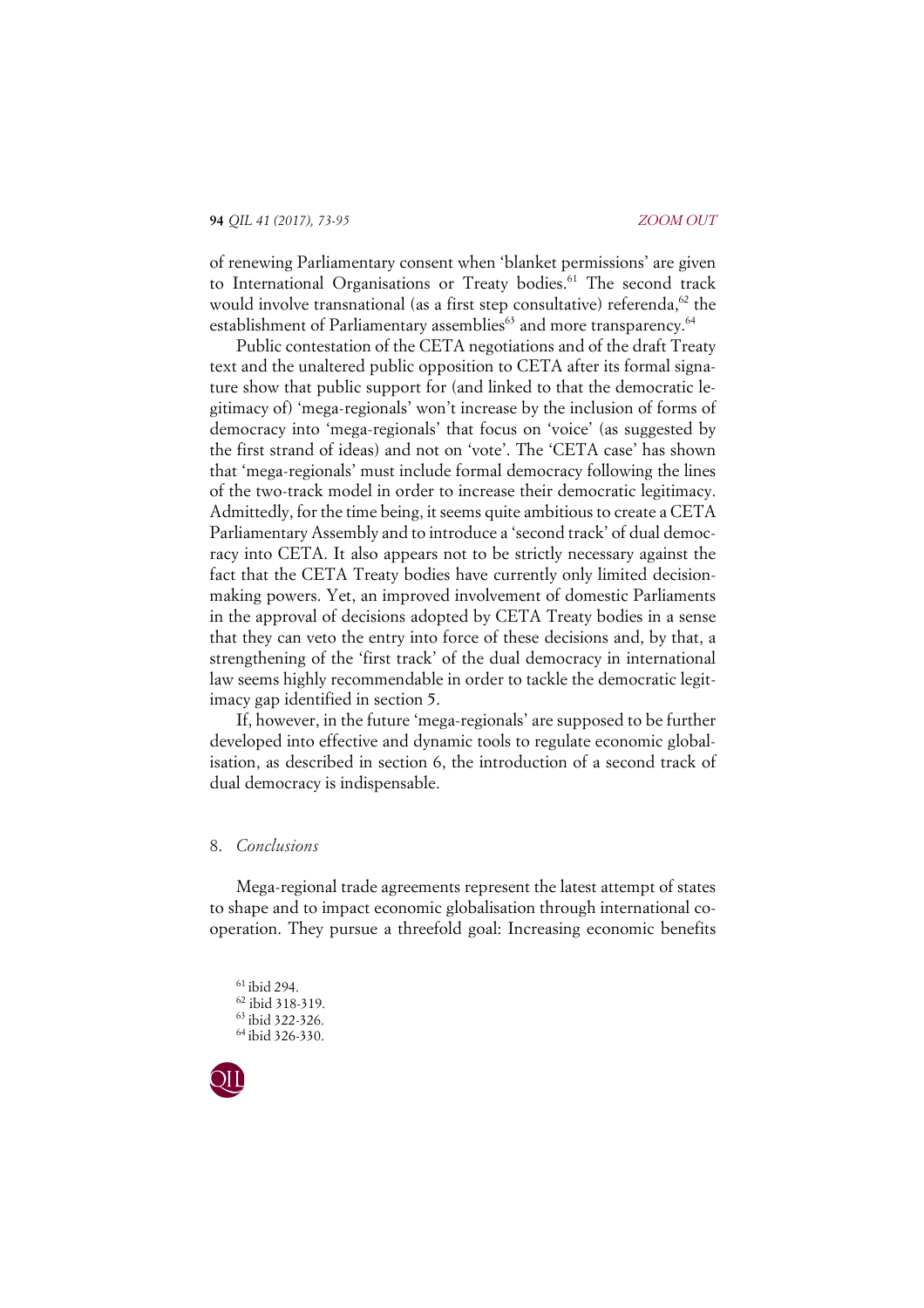of renewing Parliamentary consent when 'blanket permissions' are given to International Organisations or Treaty bodies.[61] The second track would involve transnational (as a first step consultative) referenda,[62] the establishment of Parliamentary assemblies[63] and more transparency.[64]

Public contestation of the CETA negotiations and of the draft Treaty text and the unaltered public opposition to CETA after its formal signature show that public support for (and linked to that the democratic legitimacy of) 'mega-regionals' won't increase by the inclusion of forms of democracy into 'mega-regionals' that focus on 'voice' (as suggested by the first strand of ideas) and not on 'vote'. The 'CETA case' has shown that 'mega-regionals' must include formal democracy following the lines of the two-track model in order to increase their democratic legitimacy. Admittedly, for the time being, it seems quite ambitious to create a CETA Parliamentary Assembly and to introduce a 'second track' of dual democracy into CETA. It also appears not to be strictly necessary against the fact that the CETA Treaty bodies have currently only limited decision-making powers. Yet, an improved involvement of domestic Parliaments in the approval of decisions adopted by CETA Treaty bodies in a sense that they can veto the entry into force of these decisions and, by that, a strengthening of the 'first track' of the dual democracy in international law seems highly recommendable in order to tackle the democratic legitimacy gap identified in section 5.

If, however, in the future 'mega-regionals' are supposed to be further developed into effective and dynamic tools to regulate economic globalisation, as described in section 6, the introduction of a second track of dual democracy is indispensable.

## 8. *Conclusions*

Mega-regional trade agreements represent the latest attempt of states to shape and to impact economic globalisation through international cooperation. They pursue a threefold goal: Increasing economic benefits

[61] ibid 294.
[62] ibid 318-319.
[63] ibid 322-326.
[64] ibid 326-330.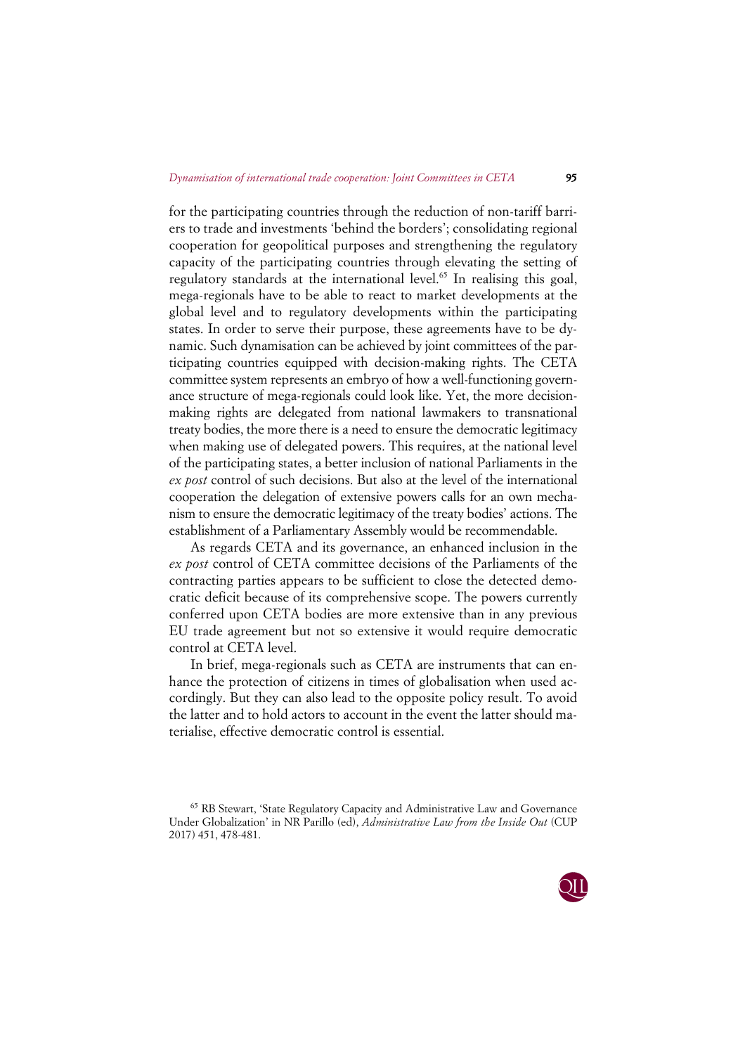for the participating countries through the reduction of non-tariff barriers to trade and investments 'behind the borders'; consolidating regional cooperation for geopolitical purposes and strengthening the regulatory capacity of the participating countries through elevating the setting of regulatory standards at the international level.[65] In realising this goal, mega-regionals have to be able to react to market developments at the global level and to regulatory developments within the participating states. In order to serve their purpose, these agreements have to be dynamic. Such dynamisation can be achieved by joint committees of the participating countries equipped with decision-making rights. The CETA committee system represents an embryo of how a well-functioning governance structure of mega-regionals could look like. Yet, the more decision-making rights are delegated from national lawmakers to transnational treaty bodies, the more there is a need to ensure the democratic legitimacy when making use of delegated powers. This requires, at the national level of the participating states, a better inclusion of national Parliaments in the *ex post* control of such decisions. But also at the level of the international cooperation the delegation of extensive powers calls for an own mechanism to ensure the democratic legitimacy of the treaty bodies' actions. The establishment of a Parliamentary Assembly would be recommendable.

As regards CETA and its governance, an enhanced inclusion in the *ex post* control of CETA committee decisions of the Parliaments of the contracting parties appears to be sufficient to close the detected democratic deficit because of its comprehensive scope. The powers currently conferred upon CETA bodies are more extensive than in any previous EU trade agreement but not so extensive it would require democratic control at CETA level.

In brief, mega-regionals such as CETA are instruments that can enhance the protection of citizens in times of globalisation when used accordingly. But they can also lead to the opposite policy result. To avoid the latter and to hold actors to account in the event the latter should materialise, effective democratic control is essential.

[65] RB Stewart, 'State Regulatory Capacity and Administrative Law and Governance Under Globalization' in NR Parillo (ed), *Administrative Law from the Inside Out* (CUP 2017) 451, 478-481.